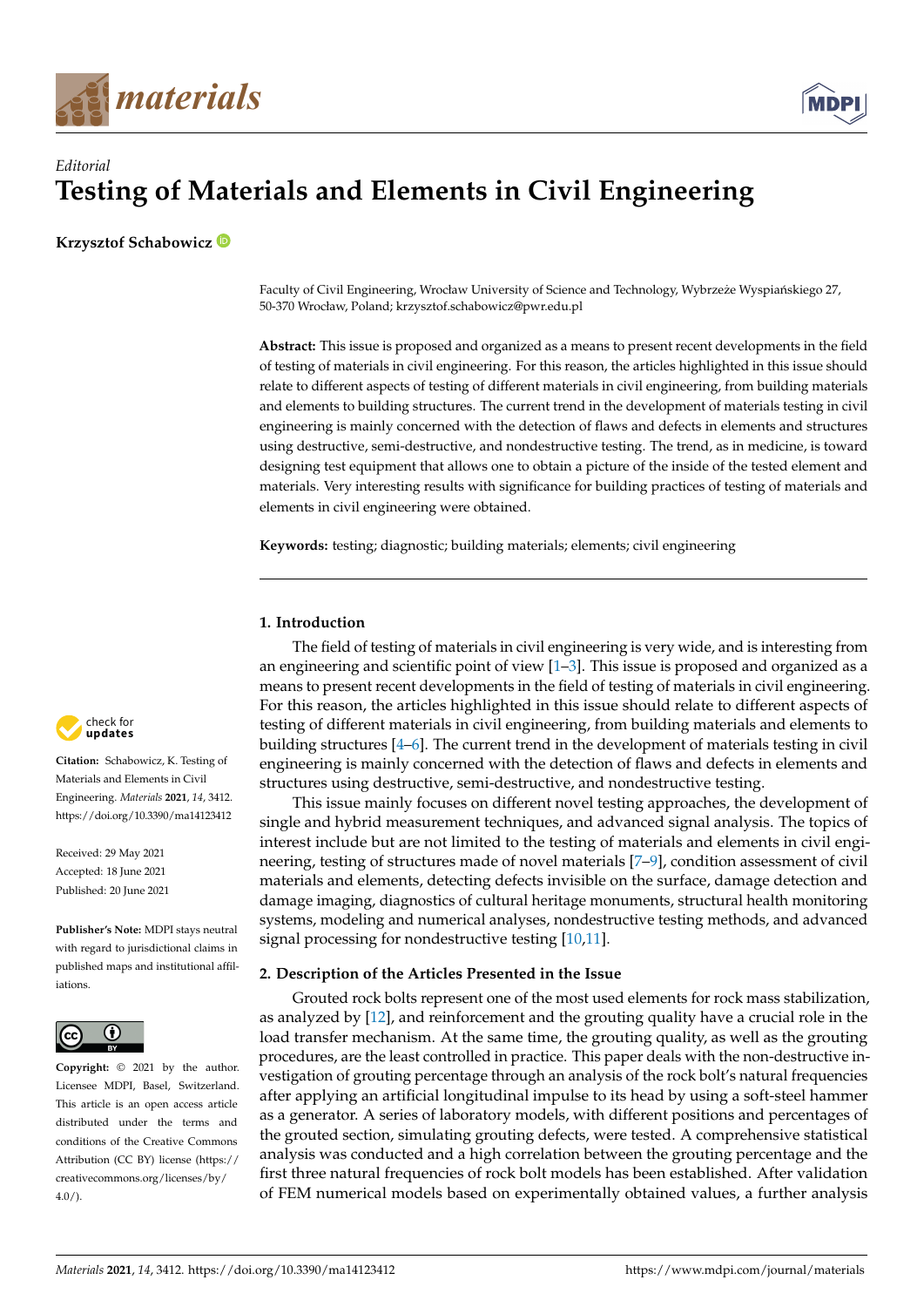*Editorial*

# Testing of Materials and Elements in Civil Engineering

**Krzysztof Schabowicz**

Faculty of Civil Engineering, Wrocław University of Science and Technology, Wybrzeże Wyspiańskiego 27, 50-370 Wrocław, Poland; krzysztof.schabowicz@pwr.edu.pl

**Abstract:** This issue is proposed and organized as a means to present recent developments in the field of testing of materials in civil engineering. For this reason, the articles highlighted in this issue should relate to different aspects of testing of different materials in civil engineering, from building materials and elements to building structures. The current trend in the development of materials testing in civil engineering is mainly concerned with the detection of flaws and defects in elements and structures using destructive, semi-destructive, and nondestructive testing. The trend, as in medicine, is toward designing test equipment that allows one to obtain a picture of the inside of the tested element and materials. Very interesting results with significance for building practices of testing of materials and elements in civil engineering were obtained.

**Keywords:** testing; diagnostic; building materials; elements; civil engineering

**Citation:** Schabowicz, K. Testing of Materials and Elements in Civil Engineering. *Materials* **2021**, *14*, 3412. https://doi.org/10.3390/ma14123412

Received: 29 May 2021
Accepted: 18 June 2021
Published: 20 June 2021

**Publisher's Note:** MDPI stays neutral with regard to jurisdictional claims in published maps and institutional affiliations.

**Copyright:** © 2021 by the author. Licensee MDPI, Basel, Switzerland. This article is an open access article distributed under the terms and conditions of the Creative Commons Attribution (CC BY) license (https://creativecommons.org/licenses/by/4.0/).

## 1. Introduction

The field of testing of materials in civil engineering is very wide, and is interesting from an engineering and scientific point of view [1–3]. This issue is proposed and organized as a means to present recent developments in the field of testing of materials in civil engineering. For this reason, the articles highlighted in this issue should relate to different aspects of testing of different materials in civil engineering, from building materials and elements to building structures [4–6]. The current trend in the development of materials testing in civil engineering is mainly concerned with the detection of flaws and defects in elements and structures using destructive, semi-destructive, and nondestructive testing.

This issue mainly focuses on different novel testing approaches, the development of single and hybrid measurement techniques, and advanced signal analysis. The topics of interest include but are not limited to the testing of materials and elements in civil engineering, testing of structures made of novel materials [7–9], condition assessment of civil materials and elements, detecting defects invisible on the surface, damage detection and damage imaging, diagnostics of cultural heritage monuments, structural health monitoring systems, modeling and numerical analyses, nondestructive testing methods, and advanced signal processing for nondestructive testing [10,11].

## 2. Description of the Articles Presented in the Issue

Grouted rock bolts represent one of the most used elements for rock mass stabilization, as analyzed by [12], and reinforcement and the grouting quality have a crucial role in the load transfer mechanism. At the same time, the grouting quality, as well as the grouting procedures, are the least controlled in practice. This paper deals with the non-destructive investigation of grouting percentage through an analysis of the rock bolt's natural frequencies after applying an artificial longitudinal impulse to its head by using a soft-steel hammer as a generator. A series of laboratory models, with different positions and percentages of the grouted section, simulating grouting defects, were tested. A comprehensive statistical analysis was conducted and a high correlation between the grouting percentage and the first three natural frequencies of rock bolt models has been established. After validation of FEM numerical models based on experimentally obtained values, a further analysis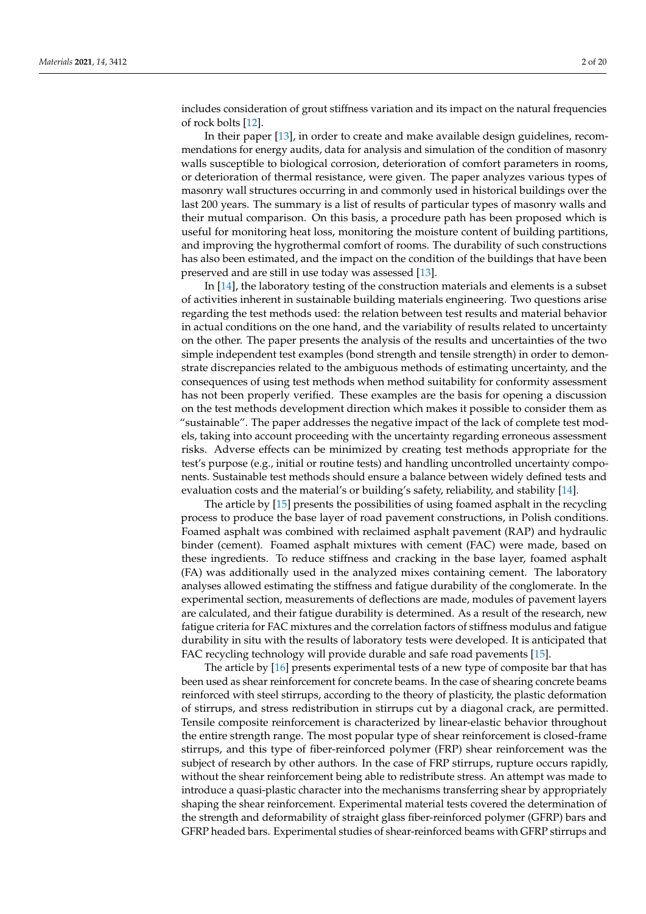includes consideration of grout stiffness variation and its impact on the natural frequencies of rock bolts [12].

In their paper [13], in order to create and make available design guidelines, recommendations for energy audits, data for analysis and simulation of the condition of masonry walls susceptible to biological corrosion, deterioration of comfort parameters in rooms, or deterioration of thermal resistance, were given. The paper analyzes various types of masonry wall structures occurring in and commonly used in historical buildings over the last 200 years. The summary is a list of results of particular types of masonry walls and their mutual comparison. On this basis, a procedure path has been proposed which is useful for monitoring heat loss, monitoring the moisture content of building partitions, and improving the hygrothermal comfort of rooms. The durability of such constructions has also been estimated, and the impact on the condition of the buildings that have been preserved and are still in use today was assessed [13].

In [14], the laboratory testing of the construction materials and elements is a subset of activities inherent in sustainable building materials engineering. Two questions arise regarding the test methods used: the relation between test results and material behavior in actual conditions on the one hand, and the variability of results related to uncertainty on the other. The paper presents the analysis of the results and uncertainties of the two simple independent test examples (bond strength and tensile strength) in order to demonstrate discrepancies related to the ambiguous methods of estimating uncertainty, and the consequences of using test methods when method suitability for conformity assessment has not been properly verified. These examples are the basis for opening a discussion on the test methods development direction which makes it possible to consider them as "sustainable". The paper addresses the negative impact of the lack of complete test models, taking into account proceeding with the uncertainty regarding erroneous assessment risks. Adverse effects can be minimized by creating test methods appropriate for the test's purpose (e.g., initial or routine tests) and handling uncontrolled uncertainty components. Sustainable test methods should ensure a balance between widely defined tests and evaluation costs and the material's or building's safety, reliability, and stability [14].

The article by [15] presents the possibilities of using foamed asphalt in the recycling process to produce the base layer of road pavement constructions, in Polish conditions. Foamed asphalt was combined with reclaimed asphalt pavement (RAP) and hydraulic binder (cement). Foamed asphalt mixtures with cement (FAC) were made, based on these ingredients. To reduce stiffness and cracking in the base layer, foamed asphalt (FA) was additionally used in the analyzed mixes containing cement. The laboratory analyses allowed estimating the stiffness and fatigue durability of the conglomerate. In the experimental section, measurements of deflections are made, modules of pavement layers are calculated, and their fatigue durability is determined. As a result of the research, new fatigue criteria for FAC mixtures and the correlation factors of stiffness modulus and fatigue durability in situ with the results of laboratory tests were developed. It is anticipated that FAC recycling technology will provide durable and safe road pavements [15].

The article by [16] presents experimental tests of a new type of composite bar that has been used as shear reinforcement for concrete beams. In the case of shearing concrete beams reinforced with steel stirrups, according to the theory of plasticity, the plastic deformation of stirrups, and stress redistribution in stirrups cut by a diagonal crack, are permitted. Tensile composite reinforcement is characterized by linear-elastic behavior throughout the entire strength range. The most popular type of shear reinforcement is closed-frame stirrups, and this type of fiber-reinforced polymer (FRP) shear reinforcement was the subject of research by other authors. In the case of FRP stirrups, rupture occurs rapidly, without the shear reinforcement being able to redistribute stress. An attempt was made to introduce a quasi-plastic character into the mechanisms transferring shear by appropriately shaping the shear reinforcement. Experimental material tests covered the determination of the strength and deformability of straight glass fiber-reinforced polymer (GFRP) bars and GFRP headed bars. Experimental studies of shear-reinforced beams with GFRP stirrups and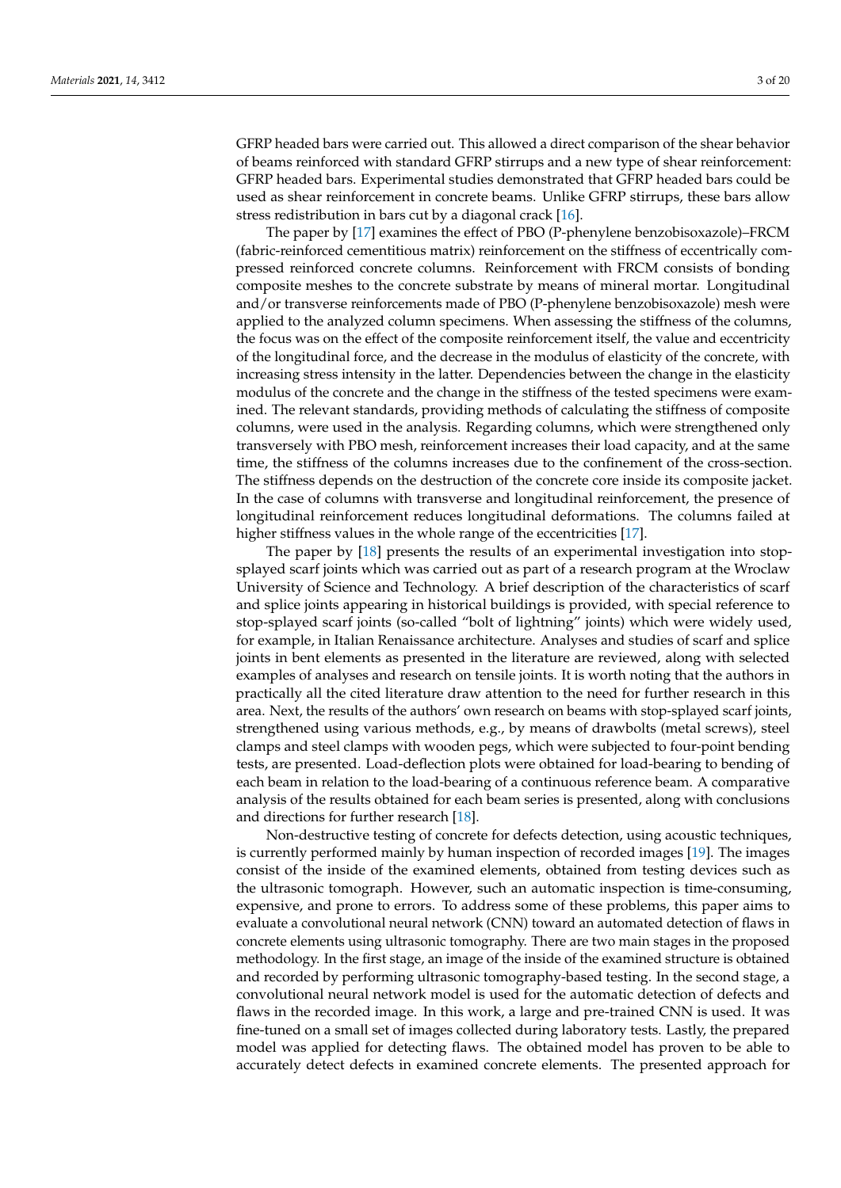GFRP headed bars were carried out. This allowed a direct comparison of the shear behavior of beams reinforced with standard GFRP stirrups and a new type of shear reinforcement: GFRP headed bars. Experimental studies demonstrated that GFRP headed bars could be used as shear reinforcement in concrete beams. Unlike GFRP stirrups, these bars allow stress redistribution in bars cut by a diagonal crack [16].

The paper by [17] examines the effect of PBO (P-phenylene benzobisoxazole)–FRCM (fabric-reinforced cementitious matrix) reinforcement on the stiffness of eccentrically compressed reinforced concrete columns. Reinforcement with FRCM consists of bonding composite meshes to the concrete substrate by means of mineral mortar. Longitudinal and/or transverse reinforcements made of PBO (P-phenylene benzobisoxazole) mesh were applied to the analyzed column specimens. When assessing the stiffness of the columns, the focus was on the effect of the composite reinforcement itself, the value and eccentricity of the longitudinal force, and the decrease in the modulus of elasticity of the concrete, with increasing stress intensity in the latter. Dependencies between the change in the elasticity modulus of the concrete and the change in the stiffness of the tested specimens were examined. The relevant standards, providing methods of calculating the stiffness of composite columns, were used in the analysis. Regarding columns, which were strengthened only transversely with PBO mesh, reinforcement increases their load capacity, and at the same time, the stiffness of the columns increases due to the confinement of the cross-section. The stiffness depends on the destruction of the concrete core inside its composite jacket. In the case of columns with transverse and longitudinal reinforcement, the presence of longitudinal reinforcement reduces longitudinal deformations. The columns failed at higher stiffness values in the whole range of the eccentricities [17].

The paper by [18] presents the results of an experimental investigation into stop-splayed scarf joints which was carried out as part of a research program at the Wroclaw University of Science and Technology. A brief description of the characteristics of scarf and splice joints appearing in historical buildings is provided, with special reference to stop-splayed scarf joints (so-called "bolt of lightning" joints) which were widely used, for example, in Italian Renaissance architecture. Analyses and studies of scarf and splice joints in bent elements as presented in the literature are reviewed, along with selected examples of analyses and research on tensile joints. It is worth noting that the authors in practically all the cited literature draw attention to the need for further research in this area. Next, the results of the authors' own research on beams with stop-splayed scarf joints, strengthened using various methods, e.g., by means of drawbolts (metal screws), steel clamps and steel clamps with wooden pegs, which were subjected to four-point bending tests, are presented. Load-deflection plots were obtained for load-bearing to bending of each beam in relation to the load-bearing of a continuous reference beam. A comparative analysis of the results obtained for each beam series is presented, along with conclusions and directions for further research [18].

Non-destructive testing of concrete for defects detection, using acoustic techniques, is currently performed mainly by human inspection of recorded images [19]. The images consist of the inside of the examined elements, obtained from testing devices such as the ultrasonic tomograph. However, such an automatic inspection is time-consuming, expensive, and prone to errors. To address some of these problems, this paper aims to evaluate a convolutional neural network (CNN) toward an automated detection of flaws in concrete elements using ultrasonic tomography. There are two main stages in the proposed methodology. In the first stage, an image of the inside of the examined structure is obtained and recorded by performing ultrasonic tomography-based testing. In the second stage, a convolutional neural network model is used for the automatic detection of defects and flaws in the recorded image. In this work, a large and pre-trained CNN is used. It was fine-tuned on a small set of images collected during laboratory tests. Lastly, the prepared model was applied for detecting flaws. The obtained model has proven to be able to accurately detect defects in examined concrete elements. The presented approach for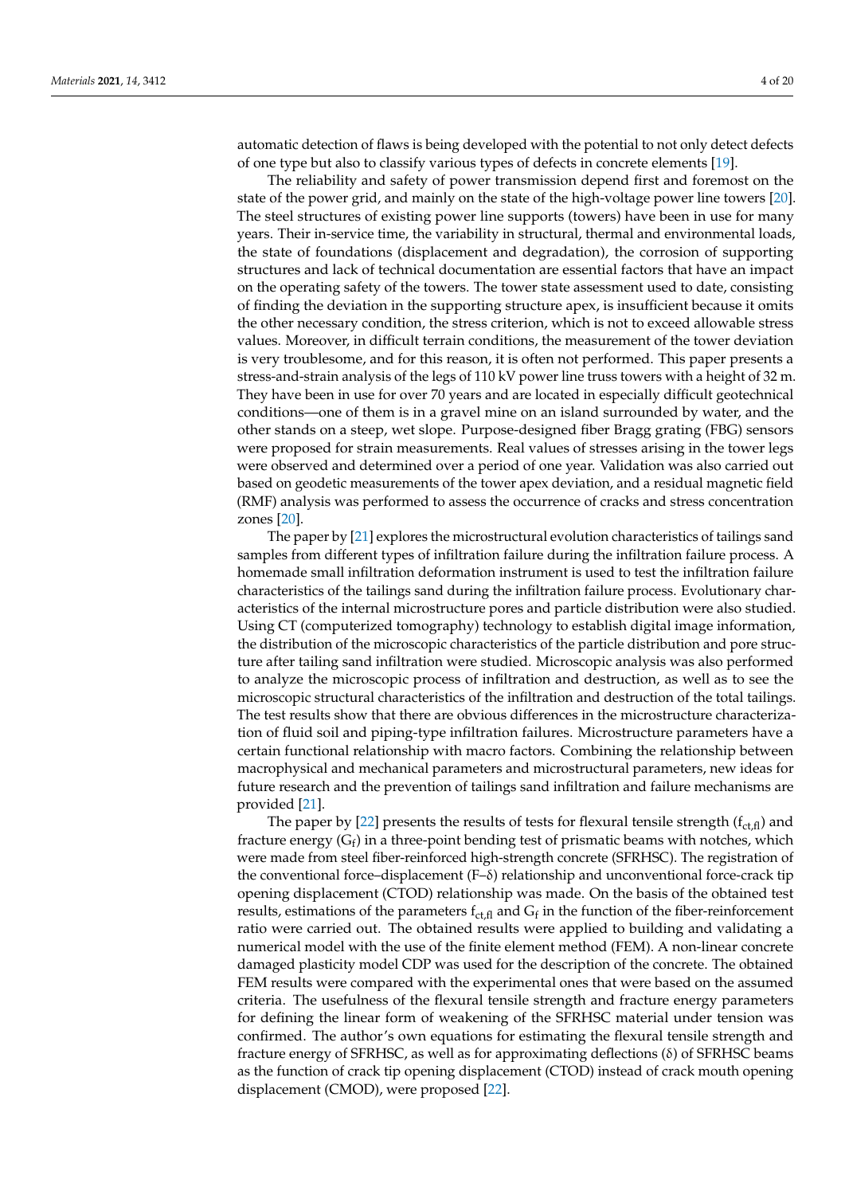automatic detection of flaws is being developed with the potential to not only detect defects of one type but also to classify various types of defects in concrete elements [19].

The reliability and safety of power transmission depend first and foremost on the state of the power grid, and mainly on the state of the high-voltage power line towers [20]. The steel structures of existing power line supports (towers) have been in use for many years. Their in-service time, the variability in structural, thermal and environmental loads, the state of foundations (displacement and degradation), the corrosion of supporting structures and lack of technical documentation are essential factors that have an impact on the operating safety of the towers. The tower state assessment used to date, consisting of finding the deviation in the supporting structure apex, is insufficient because it omits the other necessary condition, the stress criterion, which is not to exceed allowable stress values. Moreover, in difficult terrain conditions, the measurement of the tower deviation is very troublesome, and for this reason, it is often not performed. This paper presents a stress-and-strain analysis of the legs of 110 kV power line truss towers with a height of 32 m. They have been in use for over 70 years and are located in especially difficult geotechnical conditions—one of them is in a gravel mine on an island surrounded by water, and the other stands on a steep, wet slope. Purpose-designed fiber Bragg grating (FBG) sensors were proposed for strain measurements. Real values of stresses arising in the tower legs were observed and determined over a period of one year. Validation was also carried out based on geodetic measurements of the tower apex deviation, and a residual magnetic field (RMF) analysis was performed to assess the occurrence of cracks and stress concentration zones [20].

The paper by [21] explores the microstructural evolution characteristics of tailings sand samples from different types of infiltration failure during the infiltration failure process. A homemade small infiltration deformation instrument is used to test the infiltration failure characteristics of the tailings sand during the infiltration failure process. Evolutionary characteristics of the internal microstructure pores and particle distribution were also studied. Using CT (computerized tomography) technology to establish digital image information, the distribution of the microscopic characteristics of the particle distribution and pore structure after tailing sand infiltration were studied. Microscopic analysis was also performed to analyze the microscopic process of infiltration and destruction, as well as to see the microscopic structural characteristics of the infiltration and destruction of the total tailings. The test results show that there are obvious differences in the microstructure characterization of fluid soil and piping-type infiltration failures. Microstructure parameters have a certain functional relationship with macro factors. Combining the relationship between macrophysical and mechanical parameters and microstructural parameters, new ideas for future research and the prevention of tailings sand infiltration and failure mechanisms are provided [21].

The paper by [22] presents the results of tests for flexural tensile strength ($f_{ct,fl}$) and fracture energy ($G_f$) in a three-point bending test of prismatic beams with notches, which were made from steel fiber-reinforced high-strength concrete (SFRHSC). The registration of the conventional force–displacement (F–$\delta$) relationship and unconventional force-crack tip opening displacement (CTOD) relationship was made. On the basis of the obtained test results, estimations of the parameters $f_{ct,fl}$ and $G_f$ in the function of the fiber-reinforcement ratio were carried out. The obtained results were applied to building and validating a numerical model with the use of the finite element method (FEM). A non-linear concrete damaged plasticity model CDP was used for the description of the concrete. The obtained FEM results were compared with the experimental ones that were based on the assumed criteria. The usefulness of the flexural tensile strength and fracture energy parameters for defining the linear form of weakening of the SFRHSC material under tension was confirmed. The author's own equations for estimating the flexural tensile strength and fracture energy of SFRHSC, as well as for approximating deflections ($\delta$) of SFRHSC beams as the function of crack tip opening displacement (CTOD) instead of crack mouth opening displacement (CMOD), were proposed [22].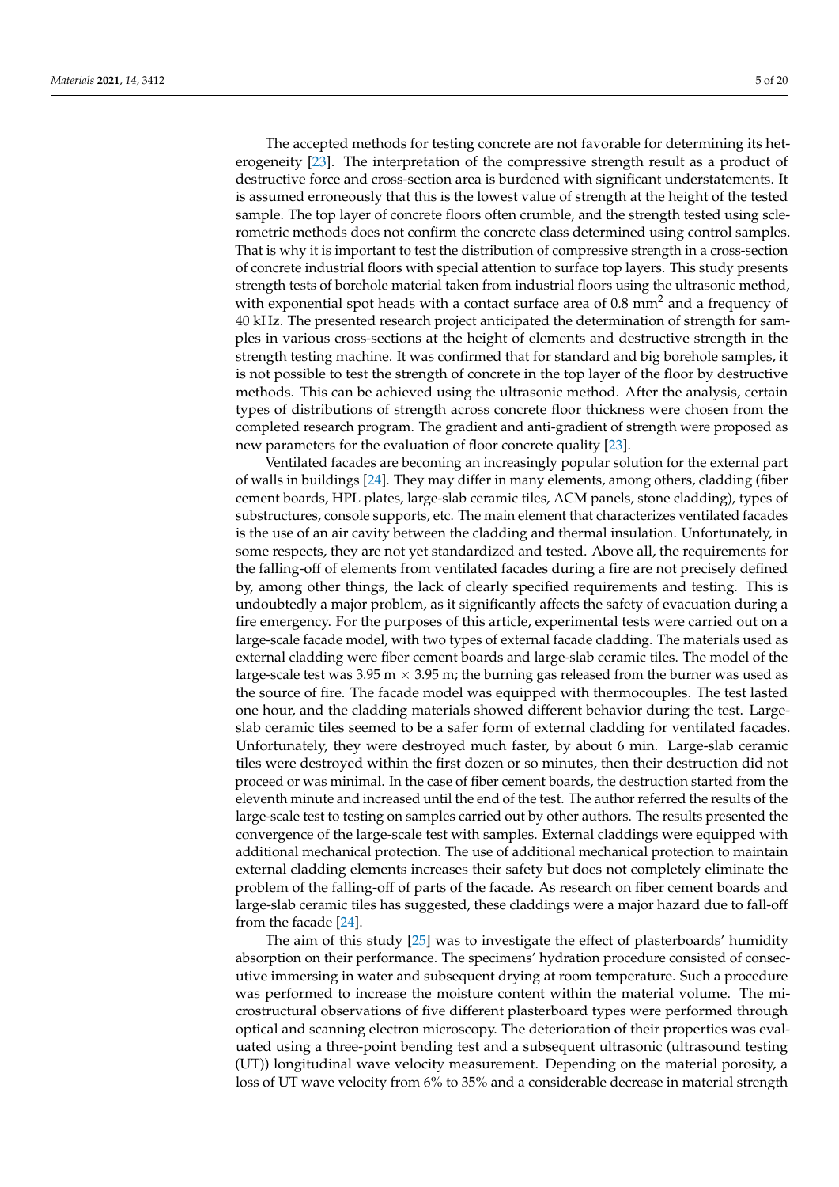The accepted methods for testing concrete are not favorable for determining its heterogeneity [23]. The interpretation of the compressive strength result as a product of destructive force and cross-section area is burdened with significant understatements. It is assumed erroneously that this is the lowest value of strength at the height of the tested sample. The top layer of concrete floors often crumble, and the strength tested using sclerometric methods does not confirm the concrete class determined using control samples. That is why it is important to test the distribution of compressive strength in a cross-section of concrete industrial floors with special attention to surface top layers. This study presents strength tests of borehole material taken from industrial floors using the ultrasonic method, with exponential spot heads with a contact surface area of 0.8 $mm^2$ and a frequency of 40 kHz. The presented research project anticipated the determination of strength for samples in various cross-sections at the height of elements and destructive strength in the strength testing machine. It was confirmed that for standard and big borehole samples, it is not possible to test the strength of concrete in the top layer of the floor by destructive methods. This can be achieved using the ultrasonic method. After the analysis, certain types of distributions of strength across concrete floor thickness were chosen from the completed research program. The gradient and anti-gradient of strength were proposed as new parameters for the evaluation of floor concrete quality [23].

Ventilated facades are becoming an increasingly popular solution for the external part of walls in buildings [24]. They may differ in many elements, among others, cladding (fiber cement boards, HPL plates, large-slab ceramic tiles, ACM panels, stone cladding), types of substructures, console supports, etc. The main element that characterizes ventilated facades is the use of an air cavity between the cladding and thermal insulation. Unfortunately, in some respects, they are not yet standardized and tested. Above all, the requirements for the falling-off of elements from ventilated facades during a fire are not precisely defined by, among other things, the lack of clearly specified requirements and testing. This is undoubtedly a major problem, as it significantly affects the safety of evacuation during a fire emergency. For the purposes of this article, experimental tests were carried out on a large-scale facade model, with two types of external facade cladding. The materials used as external cladding were fiber cement boards and large-slab ceramic tiles. The model of the large-scale test was 3.95 m $\times$ 3.95 m; the burning gas released from the burner was used as the source of fire. The facade model was equipped with thermocouples. The test lasted one hour, and the cladding materials showed different behavior during the test. Large-slab ceramic tiles seemed to be a safer form of external cladding for ventilated facades. Unfortunately, they were destroyed much faster, by about 6 min. Large-slab ceramic tiles were destroyed within the first dozen or so minutes, then their destruction did not proceed or was minimal. In the case of fiber cement boards, the destruction started from the eleventh minute and increased until the end of the test. The author referred the results of the large-scale test to testing on samples carried out by other authors. The results presented the convergence of the large-scale test with samples. External claddings were equipped with additional mechanical protection. The use of additional mechanical protection to maintain external cladding elements increases their safety but does not completely eliminate the problem of the falling-off of parts of the facade. As research on fiber cement boards and large-slab ceramic tiles has suggested, these claddings were a major hazard due to fall-off from the facade [24].

The aim of this study [25] was to investigate the effect of plasterboards' humidity absorption on their performance. The specimens' hydration procedure consisted of consecutive immersing in water and subsequent drying at room temperature. Such a procedure was performed to increase the moisture content within the material volume. The microstructural observations of five different plasterboard types were performed through optical and scanning electron microscopy. The deterioration of their properties was evaluated using a three-point bending test and a subsequent ultrasonic (ultrasound testing (UT)) longitudinal wave velocity measurement. Depending on the material porosity, a loss of UT wave velocity from 6% to 35% and a considerable decrease in material strength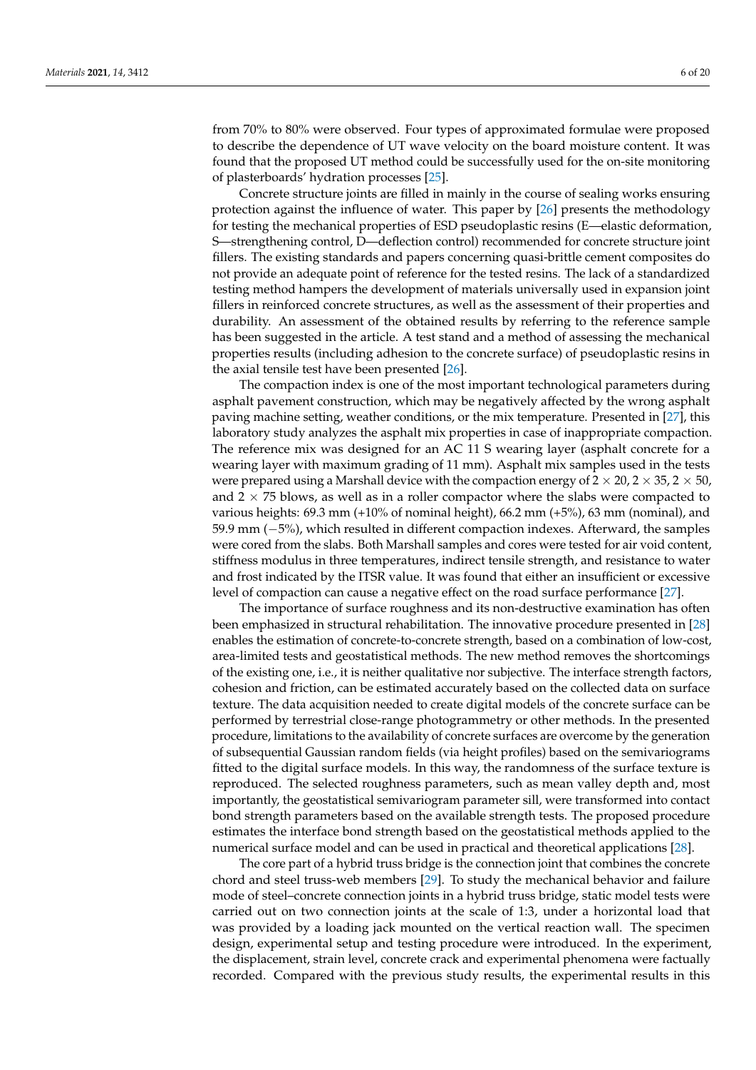from 70% to 80% were observed. Four types of approximated formulae were proposed to describe the dependence of UT wave velocity on the board moisture content. It was found that the proposed UT method could be successfully used for the on-site monitoring of plasterboards' hydration processes [25].

Concrete structure joints are filled in mainly in the course of sealing works ensuring protection against the influence of water. This paper by [26] presents the methodology for testing the mechanical properties of ESD pseudoplastic resins (E—elastic deformation, S—strengthening control, D—deflection control) recommended for concrete structure joint fillers. The existing standards and papers concerning quasi-brittle cement composites do not provide an adequate point of reference for the tested resins. The lack of a standardized testing method hampers the development of materials universally used in expansion joint fillers in reinforced concrete structures, as well as the assessment of their properties and durability. An assessment of the obtained results by referring to the reference sample has been suggested in the article. A test stand and a method of assessing the mechanical properties results (including adhesion to the concrete surface) of pseudoplastic resins in the axial tensile test have been presented [26].

The compaction index is one of the most important technological parameters during asphalt pavement construction, which may be negatively affected by the wrong asphalt paving machine setting, weather conditions, or the mix temperature. Presented in [27], this laboratory study analyzes the asphalt mix properties in case of inappropriate compaction. The reference mix was designed for an AC 11 S wearing layer (asphalt concrete for a wearing layer with maximum grading of 11 mm). Asphalt mix samples used in the tests were prepared using a Marshall device with the compaction energy of $2 \times 20$, $2 \times 35$, $2 \times 50$, and $2 \times 75$ blows, as well as in a roller compactor where the slabs were compacted to various heights: 69.3 mm (+10% of nominal height), 66.2 mm (+5%), 63 mm (nominal), and 59.9 mm (−5%), which resulted in different compaction indexes. Afterward, the samples were cored from the slabs. Both Marshall samples and cores were tested for air void content, stiffness modulus in three temperatures, indirect tensile strength, and resistance to water and frost indicated by the ITSR value. It was found that either an insufficient or excessive level of compaction can cause a negative effect on the road surface performance [27].

The importance of surface roughness and its non-destructive examination has often been emphasized in structural rehabilitation. The innovative procedure presented in [28] enables the estimation of concrete-to-concrete strength, based on a combination of low-cost, area-limited tests and geostatistical methods. The new method removes the shortcomings of the existing one, i.e., it is neither qualitative nor subjective. The interface strength factors, cohesion and friction, can be estimated accurately based on the collected data on surface texture. The data acquisition needed to create digital models of the concrete surface can be performed by terrestrial close-range photogrammetry or other methods. In the presented procedure, limitations to the availability of concrete surfaces are overcome by the generation of subsequential Gaussian random fields (via height profiles) based on the semivariograms fitted to the digital surface models. In this way, the randomness of the surface texture is reproduced. The selected roughness parameters, such as mean valley depth and, most importantly, the geostatistical semivariogram parameter sill, were transformed into contact bond strength parameters based on the available strength tests. The proposed procedure estimates the interface bond strength based on the geostatistical methods applied to the numerical surface model and can be used in practical and theoretical applications [28].

The core part of a hybrid truss bridge is the connection joint that combines the concrete chord and steel truss-web members [29]. To study the mechanical behavior and failure mode of steel–concrete connection joints in a hybrid truss bridge, static model tests were carried out on two connection joints at the scale of 1:3, under a horizontal load that was provided by a loading jack mounted on the vertical reaction wall. The specimen design, experimental setup and testing procedure were introduced. In the experiment, the displacement, strain level, concrete crack and experimental phenomena were factually recorded. Compared with the previous study results, the experimental results in this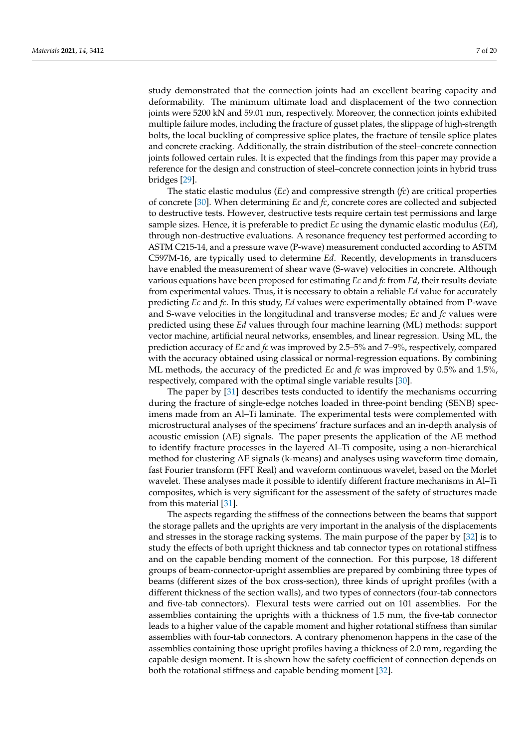study demonstrated that the connection joints had an excellent bearing capacity and deformability. The minimum ultimate load and displacement of the two connection joints were 5200 kN and 59.01 mm, respectively. Moreover, the connection joints exhibited multiple failure modes, including the fracture of gusset plates, the slippage of high-strength bolts, the local buckling of compressive splice plates, the fracture of tensile splice plates and concrete cracking. Additionally, the strain distribution of the steel–concrete connection joints followed certain rules. It is expected that the findings from this paper may provide a reference for the design and construction of steel–concrete connection joints in hybrid truss bridges [29].

The static elastic modulus (*Ec*) and compressive strength (*fc*) are critical properties of concrete [30]. When determining *Ec* and *fc*, concrete cores are collected and subjected to destructive tests. However, destructive tests require certain test permissions and large sample sizes. Hence, it is preferable to predict *Ec* using the dynamic elastic modulus (*Ed*), through non-destructive evaluations. A resonance frequency test performed according to ASTM C215-14, and a pressure wave (P-wave) measurement conducted according to ASTM C597M-16, are typically used to determine *Ed*. Recently, developments in transducers have enabled the measurement of shear wave (S-wave) velocities in concrete. Although various equations have been proposed for estimating *Ec* and *fc* from *Ed*, their results deviate from experimental values. Thus, it is necessary to obtain a reliable *Ed* value for accurately predicting *Ec* and *fc*. In this study, *Ed* values were experimentally obtained from P-wave and S-wave velocities in the longitudinal and transverse modes; *Ec* and *fc* values were predicted using these *Ed* values through four machine learning (ML) methods: support vector machine, artificial neural networks, ensembles, and linear regression. Using ML, the prediction accuracy of *Ec* and *fc* was improved by 2.5–5% and 7–9%, respectively, compared with the accuracy obtained using classical or normal-regression equations. By combining ML methods, the accuracy of the predicted *Ec* and *fc* was improved by 0.5% and 1.5%, respectively, compared with the optimal single variable results [30].

The paper by [31] describes tests conducted to identify the mechanisms occurring during the fracture of single-edge notches loaded in three-point bending (SENB) specimens made from an Al–Ti laminate. The experimental tests were complemented with microstructural analyses of the specimens' fracture surfaces and an in-depth analysis of acoustic emission (AE) signals. The paper presents the application of the AE method to identify fracture processes in the layered Al–Ti composite, using a non-hierarchical method for clustering AE signals (k-means) and analyses using waveform time domain, fast Fourier transform (FFT Real) and waveform continuous wavelet, based on the Morlet wavelet. These analyses made it possible to identify different fracture mechanisms in Al–Ti composites, which is very significant for the assessment of the safety of structures made from this material [31].

The aspects regarding the stiffness of the connections between the beams that support the storage pallets and the uprights are very important in the analysis of the displacements and stresses in the storage racking systems. The main purpose of the paper by [32] is to study the effects of both upright thickness and tab connector types on rotational stiffness and on the capable bending moment of the connection. For this purpose, 18 different groups of beam-connector-upright assemblies are prepared by combining three types of beams (different sizes of the box cross-section), three kinds of upright profiles (with a different thickness of the section walls), and two types of connectors (four-tab connectors and five-tab connectors). Flexural tests were carried out on 101 assemblies. For the assemblies containing the uprights with a thickness of 1.5 mm, the five-tab connector leads to a higher value of the capable moment and higher rotational stiffness than similar assemblies with four-tab connectors. A contrary phenomenon happens in the case of the assemblies containing those upright profiles having a thickness of 2.0 mm, regarding the capable design moment. It is shown how the safety coefficient of connection depends on both the rotational stiffness and capable bending moment [32].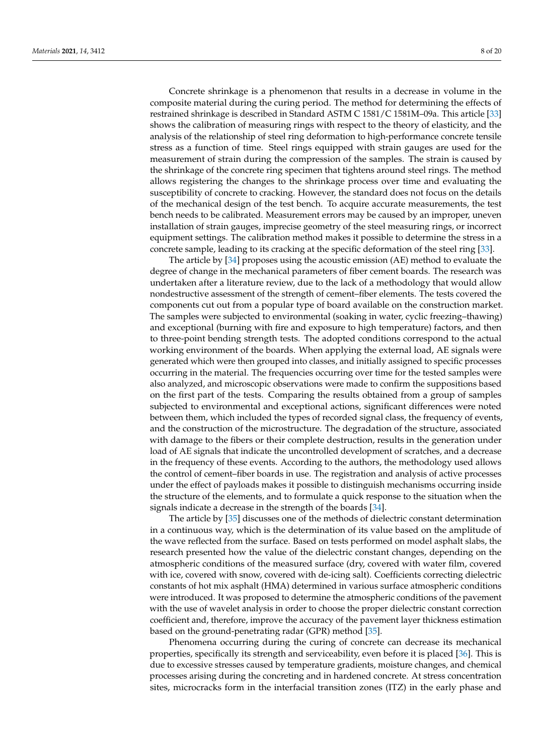Concrete shrinkage is a phenomenon that results in a decrease in volume in the composite material during the curing period. The method for determining the effects of restrained shrinkage is described in Standard ASTM C 1581/C 1581M–09a. This article [33] shows the calibration of measuring rings with respect to the theory of elasticity, and the analysis of the relationship of steel ring deformation to high-performance concrete tensile stress as a function of time. Steel rings equipped with strain gauges are used for the measurement of strain during the compression of the samples. The strain is caused by the shrinkage of the concrete ring specimen that tightens around steel rings. The method allows registering the changes to the shrinkage process over time and evaluating the susceptibility of concrete to cracking. However, the standard does not focus on the details of the mechanical design of the test bench. To acquire accurate measurements, the test bench needs to be calibrated. Measurement errors may be caused by an improper, uneven installation of strain gauges, imprecise geometry of the steel measuring rings, or incorrect equipment settings. The calibration method makes it possible to determine the stress in a concrete sample, leading to its cracking at the specific deformation of the steel ring [33].

The article by [34] proposes using the acoustic emission (AE) method to evaluate the degree of change in the mechanical parameters of fiber cement boards. The research was undertaken after a literature review, due to the lack of a methodology that would allow nondestructive assessment of the strength of cement–fiber elements. The tests covered the components cut out from a popular type of board available on the construction market. The samples were subjected to environmental (soaking in water, cyclic freezing–thawing) and exceptional (burning with fire and exposure to high temperature) factors, and then to three-point bending strength tests. The adopted conditions correspond to the actual working environment of the boards. When applying the external load, AE signals were generated which were then grouped into classes, and initially assigned to specific processes occurring in the material. The frequencies occurring over time for the tested samples were also analyzed, and microscopic observations were made to confirm the suppositions based on the first part of the tests. Comparing the results obtained from a group of samples subjected to environmental and exceptional actions, significant differences were noted between them, which included the types of recorded signal class, the frequency of events, and the construction of the microstructure. The degradation of the structure, associated with damage to the fibers or their complete destruction, results in the generation under load of AE signals that indicate the uncontrolled development of scratches, and a decrease in the frequency of these events. According to the authors, the methodology used allows the control of cement–fiber boards in use. The registration and analysis of active processes under the effect of payloads makes it possible to distinguish mechanisms occurring inside the structure of the elements, and to formulate a quick response to the situation when the signals indicate a decrease in the strength of the boards [34].

The article by [35] discusses one of the methods of dielectric constant determination in a continuous way, which is the determination of its value based on the amplitude of the wave reflected from the surface. Based on tests performed on model asphalt slabs, the research presented how the value of the dielectric constant changes, depending on the atmospheric conditions of the measured surface (dry, covered with water film, covered with ice, covered with snow, covered with de-icing salt). Coefficients correcting dielectric constants of hot mix asphalt (HMA) determined in various surface atmospheric conditions were introduced. It was proposed to determine the atmospheric conditions of the pavement with the use of wavelet analysis in order to choose the proper dielectric constant correction coefficient and, therefore, improve the accuracy of the pavement layer thickness estimation based on the ground-penetrating radar (GPR) method [35].

Phenomena occurring during the curing of concrete can decrease its mechanical properties, specifically its strength and serviceability, even before it is placed [36]. This is due to excessive stresses caused by temperature gradients, moisture changes, and chemical processes arising during the concreting and in hardened concrete. At stress concentration sites, microcracks form in the interfacial transition zones (ITZ) in the early phase and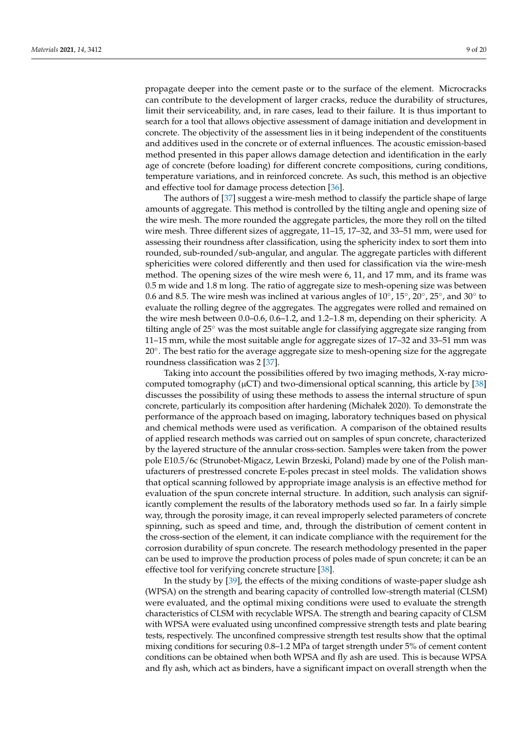propagate deeper into the cement paste or to the surface of the element. Microcracks can contribute to the development of larger cracks, reduce the durability of structures, limit their serviceability, and, in rare cases, lead to their failure. It is thus important to search for a tool that allows objective assessment of damage initiation and development in concrete. The objectivity of the assessment lies in it being independent of the constituents and additives used in the concrete or of external influences. The acoustic emission-based method presented in this paper allows damage detection and identification in the early age of concrete (before loading) for different concrete compositions, curing conditions, temperature variations, and in reinforced concrete. As such, this method is an objective and effective tool for damage process detection [36].

The authors of [37] suggest a wire-mesh method to classify the particle shape of large amounts of aggregate. This method is controlled by the tilting angle and opening size of the wire mesh. The more rounded the aggregate particles, the more they roll on the tilted wire mesh. Three different sizes of aggregate, 11–15, 17–32, and 33–51 mm, were used for assessing their roundness after classification, using the sphericity index to sort them into rounded, sub-rounded/sub-angular, and angular. The aggregate particles with different sphericities were colored differently and then used for classification via the wire-mesh method. The opening sizes of the wire mesh were 6, 11, and 17 mm, and its frame was 0.5 m wide and 1.8 m long. The ratio of aggregate size to mesh-opening size was between 0.6 and 8.5. The wire mesh was inclined at various angles of 10°, 15°, 20°, 25°, and 30° to evaluate the rolling degree of the aggregates. The aggregates were rolled and remained on the wire mesh between 0.0–0.6, 0.6–1.2, and 1.2–1.8 m, depending on their sphericity. A tilting angle of 25° was the most suitable angle for classifying aggregate size ranging from 11–15 mm, while the most suitable angle for aggregate sizes of 17–32 and 33–51 mm was 20°. The best ratio for the average aggregate size to mesh-opening size for the aggregate roundness classification was 2 [37].

Taking into account the possibilities offered by two imaging methods, X-ray micro-computed tomography (μCT) and two-dimensional optical scanning, this article by [38] discusses the possibility of using these methods to assess the internal structure of spun concrete, particularly its composition after hardening (Michałek 2020). To demonstrate the performance of the approach based on imaging, laboratory techniques based on physical and chemical methods were used as verification. A comparison of the obtained results of applied research methods was carried out on samples of spun concrete, characterized by the layered structure of the annular cross-section. Samples were taken from the power pole E10.5/6c (Strunobet-Migacz, Lewin Brzeski, Poland) made by one of the Polish manufacturers of prestressed concrete E-poles precast in steel molds. The validation shows that optical scanning followed by appropriate image analysis is an effective method for evaluation of the spun concrete internal structure. In addition, such analysis can significantly complement the results of the laboratory methods used so far. In a fairly simple way, through the porosity image, it can reveal improperly selected parameters of concrete spinning, such as speed and time, and, through the distribution of cement content in the cross-section of the element, it can indicate compliance with the requirement for the corrosion durability of spun concrete. The research methodology presented in the paper can be used to improve the production process of poles made of spun concrete; it can be an effective tool for verifying concrete structure [38].

In the study by [39], the effects of the mixing conditions of waste-paper sludge ash (WPSA) on the strength and bearing capacity of controlled low-strength material (CLSM) were evaluated, and the optimal mixing conditions were used to evaluate the strength characteristics of CLSM with recyclable WPSA. The strength and bearing capacity of CLSM with WPSA were evaluated using unconfined compressive strength tests and plate bearing tests, respectively. The unconfined compressive strength test results show that the optimal mixing conditions for securing 0.8–1.2 MPa of target strength under 5% of cement content conditions can be obtained when both WPSA and fly ash are used. This is because WPSA and fly ash, which act as binders, have a significant impact on overall strength when the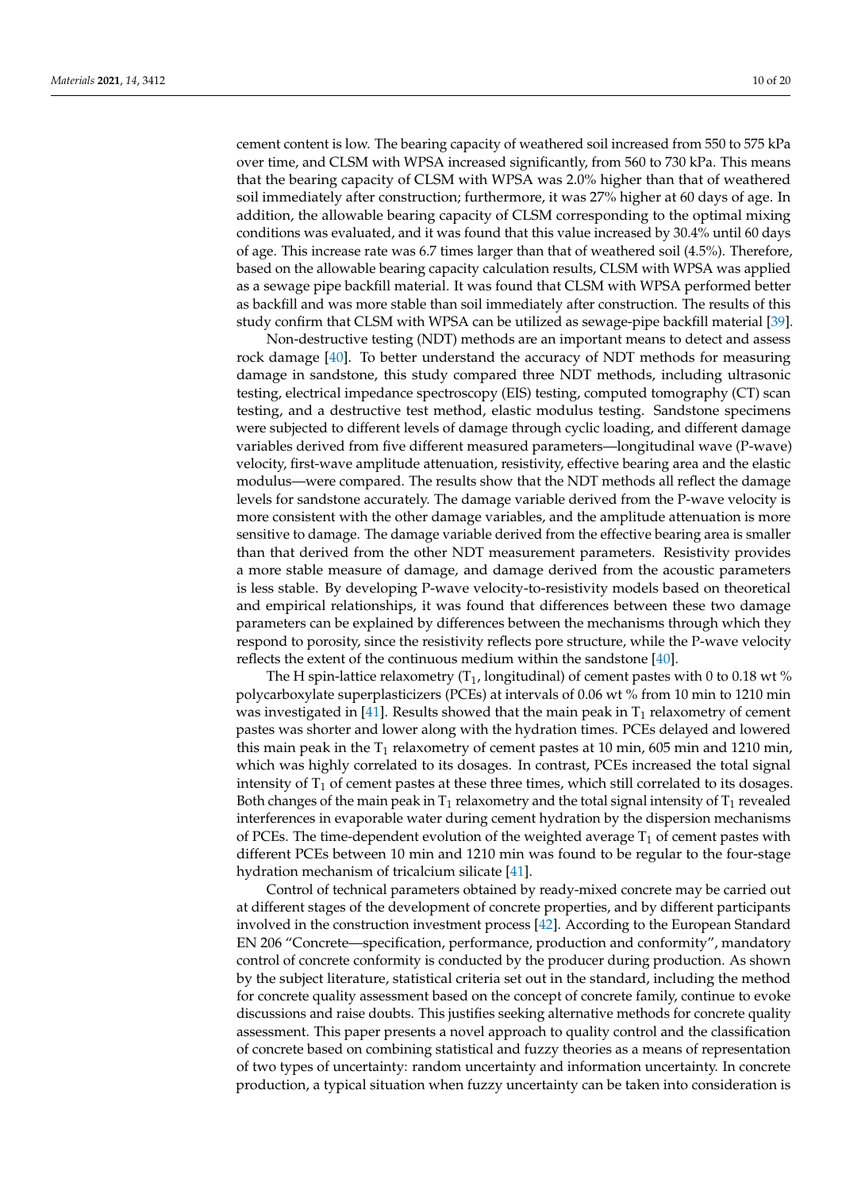cement content is low. The bearing capacity of weathered soil increased from 550 to 575 kPa over time, and CLSM with WPSA increased significantly, from 560 to 730 kPa. This means that the bearing capacity of CLSM with WPSA was 2.0% higher than that of weathered soil immediately after construction; furthermore, it was 27% higher at 60 days of age. In addition, the allowable bearing capacity of CLSM corresponding to the optimal mixing conditions was evaluated, and it was found that this value increased by 30.4% until 60 days of age. This increase rate was 6.7 times larger than that of weathered soil (4.5%). Therefore, based on the allowable bearing capacity calculation results, CLSM with WPSA was applied as a sewage pipe backfill material. It was found that CLSM with WPSA performed better as backfill and was more stable than soil immediately after construction. The results of this study confirm that CLSM with WPSA can be utilized as sewage-pipe backfill material [39].

Non-destructive testing (NDT) methods are an important means to detect and assess rock damage [40]. To better understand the accuracy of NDT methods for measuring damage in sandstone, this study compared three NDT methods, including ultrasonic testing, electrical impedance spectroscopy (EIS) testing, computed tomography (CT) scan testing, and a destructive test method, elastic modulus testing. Sandstone specimens were subjected to different levels of damage through cyclic loading, and different damage variables derived from five different measured parameters—longitudinal wave (P-wave) velocity, first-wave amplitude attenuation, resistivity, effective bearing area and the elastic modulus—were compared. The results show that the NDT methods all reflect the damage levels for sandstone accurately. The damage variable derived from the P-wave velocity is more consistent with the other damage variables, and the amplitude attenuation is more sensitive to damage. The damage variable derived from the effective bearing area is smaller than that derived from the other NDT measurement parameters. Resistivity provides a more stable measure of damage, and damage derived from the acoustic parameters is less stable. By developing P-wave velocity-to-resistivity models based on theoretical and empirical relationships, it was found that differences between these two damage parameters can be explained by differences between the mechanisms through which they respond to porosity, since the resistivity reflects pore structure, while the P-wave velocity reflects the extent of the continuous medium within the sandstone [40].

The H spin-lattice relaxometry ($T_1$, longitudinal) of cement pastes with 0 to 0.18 wt % polycarboxylate superplasticizers (PCEs) at intervals of 0.06 wt % from 10 min to 1210 min was investigated in [41]. Results showed that the main peak in $T_1$ relaxometry of cement pastes was shorter and lower along with the hydration times. PCEs delayed and lowered this main peak in the $T_1$ relaxometry of cement pastes at 10 min, 605 min and 1210 min, which was highly correlated to its dosages. In contrast, PCEs increased the total signal intensity of $T_1$ of cement pastes at these three times, which still correlated to its dosages. Both changes of the main peak in $T_1$ relaxometry and the total signal intensity of $T_1$ revealed interferences in evaporable water during cement hydration by the dispersion mechanisms of PCEs. The time-dependent evolution of the weighted average $T_1$ of cement pastes with different PCEs between 10 min and 1210 min was found to be regular to the four-stage hydration mechanism of tricalcium silicate [41].

Control of technical parameters obtained by ready-mixed concrete may be carried out at different stages of the development of concrete properties, and by different participants involved in the construction investment process [42]. According to the European Standard EN 206 "Concrete—specification, performance, production and conformity", mandatory control of concrete conformity is conducted by the producer during production. As shown by the subject literature, statistical criteria set out in the standard, including the method for concrete quality assessment based on the concept of concrete family, continue to evoke discussions and raise doubts. This justifies seeking alternative methods for concrete quality assessment. This paper presents a novel approach to quality control and the classification of concrete based on combining statistical and fuzzy theories as a means of representation of two types of uncertainty: random uncertainty and information uncertainty. In concrete production, a typical situation when fuzzy uncertainty can be taken into consideration is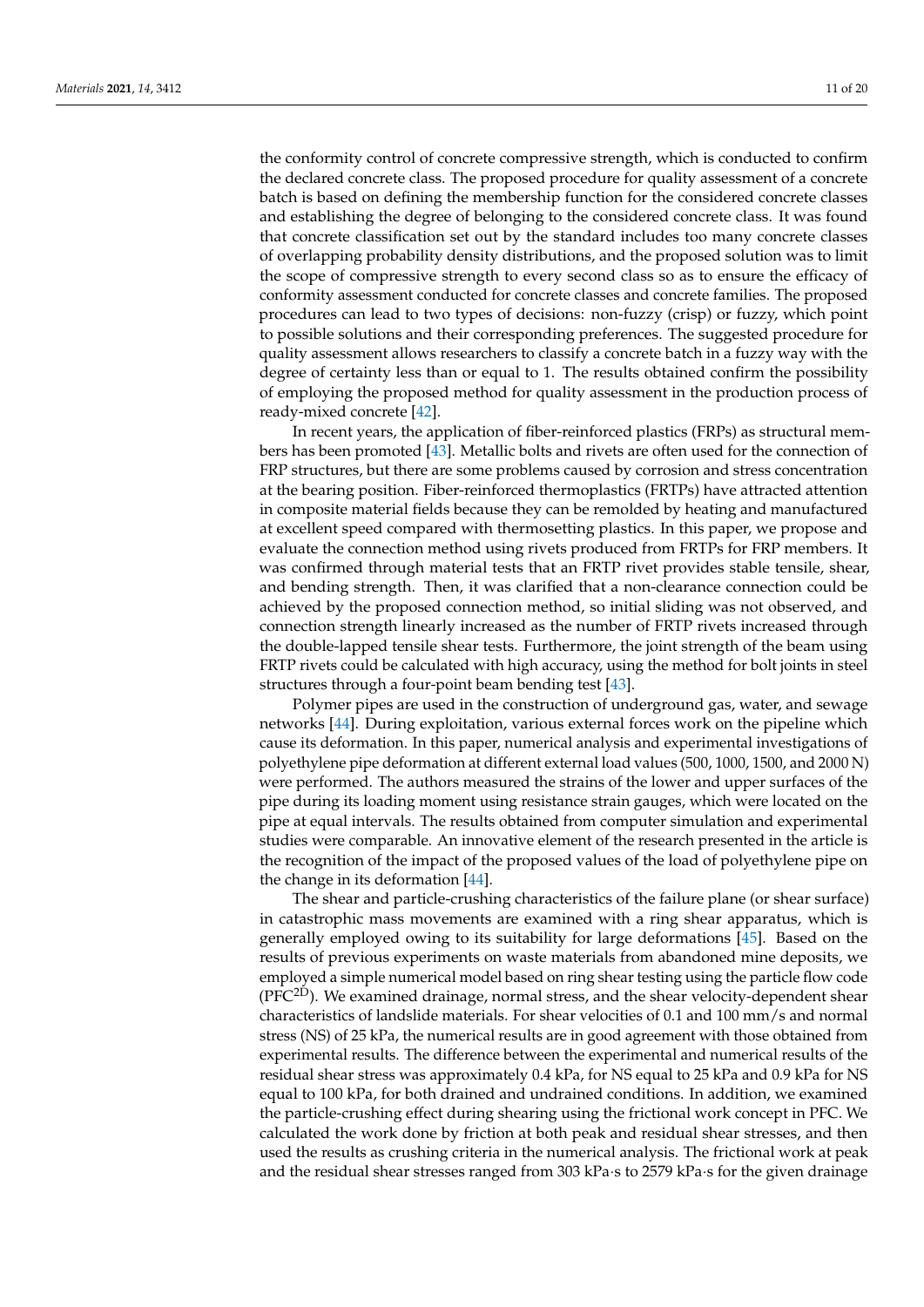the conformity control of concrete compressive strength, which is conducted to confirm the declared concrete class. The proposed procedure for quality assessment of a concrete batch is based on defining the membership function for the considered concrete classes and establishing the degree of belonging to the considered concrete class. It was found that concrete classification set out by the standard includes too many concrete classes of overlapping probability density distributions, and the proposed solution was to limit the scope of compressive strength to every second class so as to ensure the efficacy of conformity assessment conducted for concrete classes and concrete families. The proposed procedures can lead to two types of decisions: non-fuzzy (crisp) or fuzzy, which point to possible solutions and their corresponding preferences. The suggested procedure for quality assessment allows researchers to classify a concrete batch in a fuzzy way with the degree of certainty less than or equal to 1. The results obtained confirm the possibility of employing the proposed method for quality assessment in the production process of ready-mixed concrete [42].

In recent years, the application of fiber-reinforced plastics (FRPs) as structural members has been promoted [43]. Metallic bolts and rivets are often used for the connection of FRP structures, but there are some problems caused by corrosion and stress concentration at the bearing position. Fiber-reinforced thermoplastics (FRTPs) have attracted attention in composite material fields because they can be remolded by heating and manufactured at excellent speed compared with thermosetting plastics. In this paper, we propose and evaluate the connection method using rivets produced from FRTPs for FRP members. It was confirmed through material tests that an FRTP rivet provides stable tensile, shear, and bending strength. Then, it was clarified that a non-clearance connection could be achieved by the proposed connection method, so initial sliding was not observed, and connection strength linearly increased as the number of FRTP rivets increased through the double-lapped tensile shear tests. Furthermore, the joint strength of the beam using FRTP rivets could be calculated with high accuracy, using the method for bolt joints in steel structures through a four-point beam bending test [43].

Polymer pipes are used in the construction of underground gas, water, and sewage networks [44]. During exploitation, various external forces work on the pipeline which cause its deformation. In this paper, numerical analysis and experimental investigations of polyethylene pipe deformation at different external load values (500, 1000, 1500, and 2000 N) were performed. The authors measured the strains of the lower and upper surfaces of the pipe during its loading moment using resistance strain gauges, which were located on the pipe at equal intervals. The results obtained from computer simulation and experimental studies were comparable. An innovative element of the research presented in the article is the recognition of the impact of the proposed values of the load of polyethylene pipe on the change in its deformation [44].

The shear and particle-crushing characteristics of the failure plane (or shear surface) in catastrophic mass movements are examined with a ring shear apparatus, which is generally employed owing to its suitability for large deformations [45]. Based on the results of previous experiments on waste materials from abandoned mine deposits, we employed a simple numerical model based on ring shear testing using the particle flow code ($PFC^{2D}$). We examined drainage, normal stress, and the shear velocity-dependent shear characteristics of landslide materials. For shear velocities of 0.1 and 100 mm/s and normal stress (NS) of 25 kPa, the numerical results are in good agreement with those obtained from experimental results. The difference between the experimental and numerical results of the residual shear stress was approximately 0.4 kPa, for NS equal to 25 kPa and 0.9 kPa for NS equal to 100 kPa, for both drained and undrained conditions. In addition, we examined the particle-crushing effect during shearing using the frictional work concept in PFC. We calculated the work done by friction at both peak and residual shear stresses, and then used the results as crushing criteria in the numerical analysis. The frictional work at peak and the residual shear stresses ranged from 303 kPa·s to 2579 kPa·s for the given drainage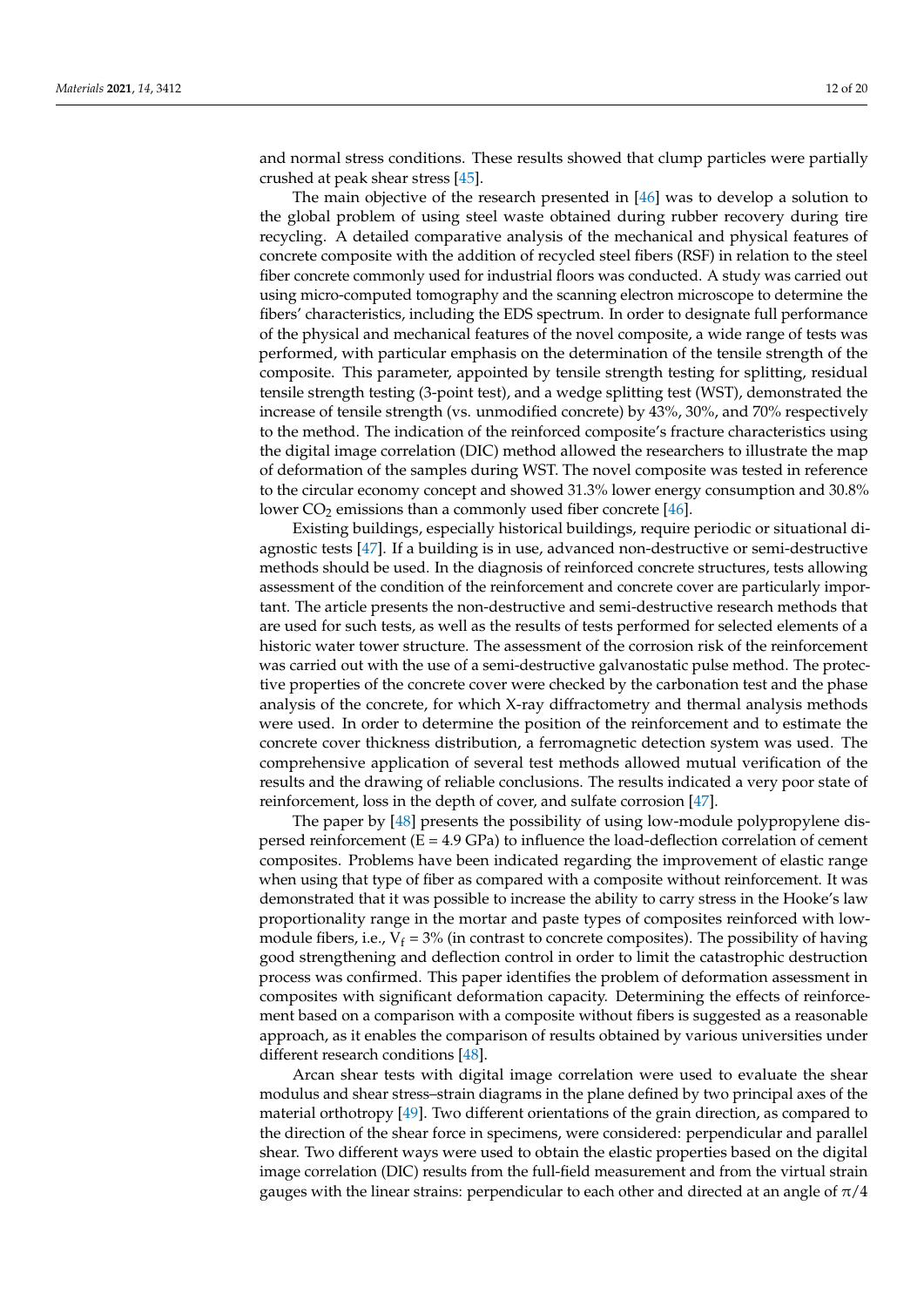and normal stress conditions. These results showed that clump particles were partially crushed at peak shear stress [45].

The main objective of the research presented in [46] was to develop a solution to the global problem of using steel waste obtained during rubber recovery during tire recycling. A detailed comparative analysis of the mechanical and physical features of concrete composite with the addition of recycled steel fibers (RSF) in relation to the steel fiber concrete commonly used for industrial floors was conducted. A study was carried out using micro-computed tomography and the scanning electron microscope to determine the fibers' characteristics, including the EDS spectrum. In order to designate full performance of the physical and mechanical features of the novel composite, a wide range of tests was performed, with particular emphasis on the determination of the tensile strength of the composite. This parameter, appointed by tensile strength testing for splitting, residual tensile strength testing (3-point test), and a wedge splitting test (WST), demonstrated the increase of tensile strength (vs. unmodified concrete) by 43%, 30%, and 70% respectively to the method. The indication of the reinforced composite's fracture characteristics using the digital image correlation (DIC) method allowed the researchers to illustrate the map of deformation of the samples during WST. The novel composite was tested in reference to the circular economy concept and showed 31.3% lower energy consumption and 30.8% lower $CO_2$ emissions than a commonly used fiber concrete [46].

Existing buildings, especially historical buildings, require periodic or situational diagnostic tests [47]. If a building is in use, advanced non-destructive or semi-destructive methods should be used. In the diagnosis of reinforced concrete structures, tests allowing assessment of the condition of the reinforcement and concrete cover are particularly important. The article presents the non-destructive and semi-destructive research methods that are used for such tests, as well as the results of tests performed for selected elements of a historic water tower structure. The assessment of the corrosion risk of the reinforcement was carried out with the use of a semi-destructive galvanostatic pulse method. The protective properties of the concrete cover were checked by the carbonation test and the phase analysis of the concrete, for which X-ray diffractometry and thermal analysis methods were used. In order to determine the position of the reinforcement and to estimate the concrete cover thickness distribution, a ferromagnetic detection system was used. The comprehensive application of several test methods allowed mutual verification of the results and the drawing of reliable conclusions. The results indicated a very poor state of reinforcement, loss in the depth of cover, and sulfate corrosion [47].

The paper by [48] presents the possibility of using low-module polypropylene dispersed reinforcement ($E$ = 4.9 GPa) to influence the load-deflection correlation of cement composites. Problems have been indicated regarding the improvement of elastic range when using that type of fiber as compared with a composite without reinforcement. It was demonstrated that it was possible to increase the ability to carry stress in the Hooke's law proportionality range in the mortar and paste types of composites reinforced with low-module fibers, i.e., $V_f$ = 3% (in contrast to concrete composites). The possibility of having good strengthening and deflection control in order to limit the catastrophic destruction process was confirmed. This paper identifies the problem of deformation assessment in composites with significant deformation capacity. Determining the effects of reinforcement based on a comparison with a composite without fibers is suggested as a reasonable approach, as it enables the comparison of results obtained by various universities under different research conditions [48].

Arcan shear tests with digital image correlation were used to evaluate the shear modulus and shear stress–strain diagrams in the plane defined by two principal axes of the material orthotropy [49]. Two different orientations of the grain direction, as compared to the direction of the shear force in specimens, were considered: perpendicular and parallel shear. Two different ways were used to obtain the elastic properties based on the digital image correlation (DIC) results from the full-field measurement and from the virtual strain gauges with the linear strains: perpendicular to each other and directed at an angle of $\pi/4$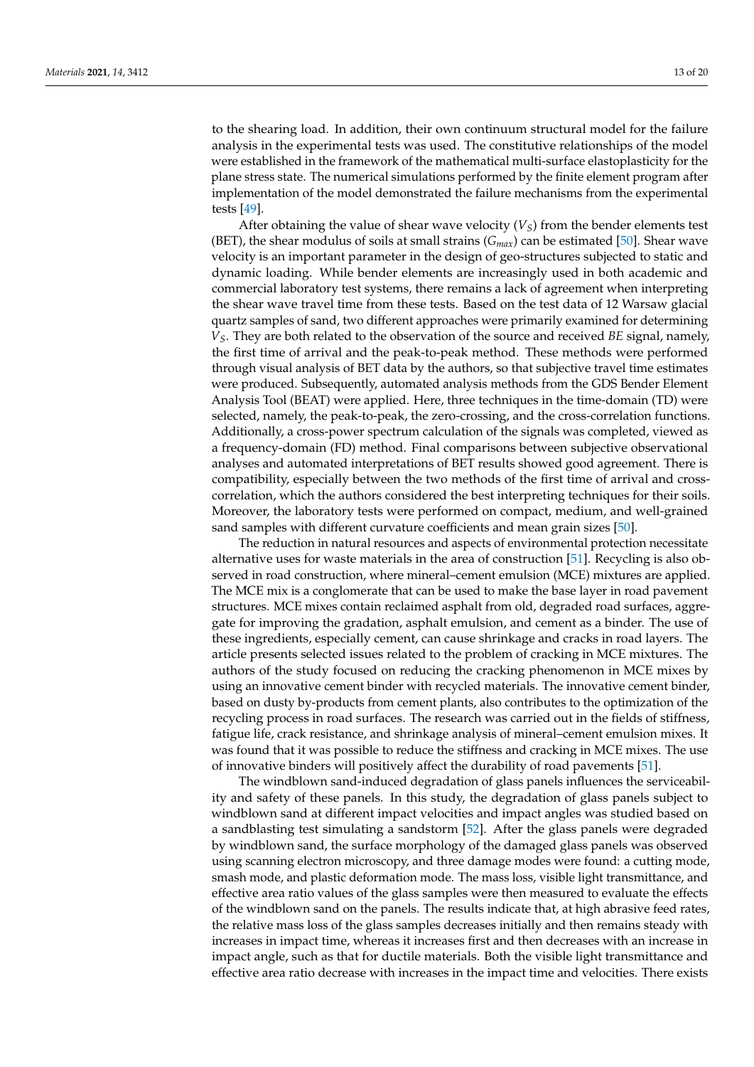to the shearing load. In addition, their own continuum structural model for the failure analysis in the experimental tests was used. The constitutive relationships of the model were established in the framework of the mathematical multi-surface elastoplasticity for the plane stress state. The numerical simulations performed by the finite element program after implementation of the model demonstrated the failure mechanisms from the experimental tests [49].

After obtaining the value of shear wave velocity ($V_S$) from the bender elements test (BET), the shear modulus of soils at small strains ($G_{max}$) can be estimated [50]. Shear wave velocity is an important parameter in the design of geo-structures subjected to static and dynamic loading. While bender elements are increasingly used in both academic and commercial laboratory test systems, there remains a lack of agreement when interpreting the shear wave travel time from these tests. Based on the test data of 12 Warsaw glacial quartz samples of sand, two different approaches were primarily examined for determining $V_S$. They are both related to the observation of the source and received *BE* signal, namely, the first time of arrival and the peak-to-peak method. These methods were performed through visual analysis of BET data by the authors, so that subjective travel time estimates were produced. Subsequently, automated analysis methods from the GDS Bender Element Analysis Tool (BEAT) were applied. Here, three techniques in the time-domain (TD) were selected, namely, the peak-to-peak, the zero-crossing, and the cross-correlation functions. Additionally, a cross-power spectrum calculation of the signals was completed, viewed as a frequency-domain (FD) method. Final comparisons between subjective observational analyses and automated interpretations of BET results showed good agreement. There is compatibility, especially between the two methods of the first time of arrival and cross-correlation, which the authors considered the best interpreting techniques for their soils. Moreover, the laboratory tests were performed on compact, medium, and well-grained sand samples with different curvature coefficients and mean grain sizes [50].

The reduction in natural resources and aspects of environmental protection necessitate alternative uses for waste materials in the area of construction [51]. Recycling is also observed in road construction, where mineral–cement emulsion (MCE) mixtures are applied. The MCE mix is a conglomerate that can be used to make the base layer in road pavement structures. MCE mixes contain reclaimed asphalt from old, degraded road surfaces, aggregate for improving the gradation, asphalt emulsion, and cement as a binder. The use of these ingredients, especially cement, can cause shrinkage and cracks in road layers. The article presents selected issues related to the problem of cracking in MCE mixtures. The authors of the study focused on reducing the cracking phenomenon in MCE mixes by using an innovative cement binder with recycled materials. The innovative cement binder, based on dusty by-products from cement plants, also contributes to the optimization of the recycling process in road surfaces. The research was carried out in the fields of stiffness, fatigue life, crack resistance, and shrinkage analysis of mineral–cement emulsion mixes. It was found that it was possible to reduce the stiffness and cracking in MCE mixes. The use of innovative binders will positively affect the durability of road pavements [51].

The windblown sand-induced degradation of glass panels influences the serviceability and safety of these panels. In this study, the degradation of glass panels subject to windblown sand at different impact velocities and impact angles was studied based on a sandblasting test simulating a sandstorm [52]. After the glass panels were degraded by windblown sand, the surface morphology of the damaged glass panels was observed using scanning electron microscopy, and three damage modes were found: a cutting mode, smash mode, and plastic deformation mode. The mass loss, visible light transmittance, and effective area ratio values of the glass samples were then measured to evaluate the effects of the windblown sand on the panels. The results indicate that, at high abrasive feed rates, the relative mass loss of the glass samples decreases initially and then remains steady with increases in impact time, whereas it increases first and then decreases with an increase in impact angle, such as that for ductile materials. Both the visible light transmittance and effective area ratio decrease with increases in the impact time and velocities. There exists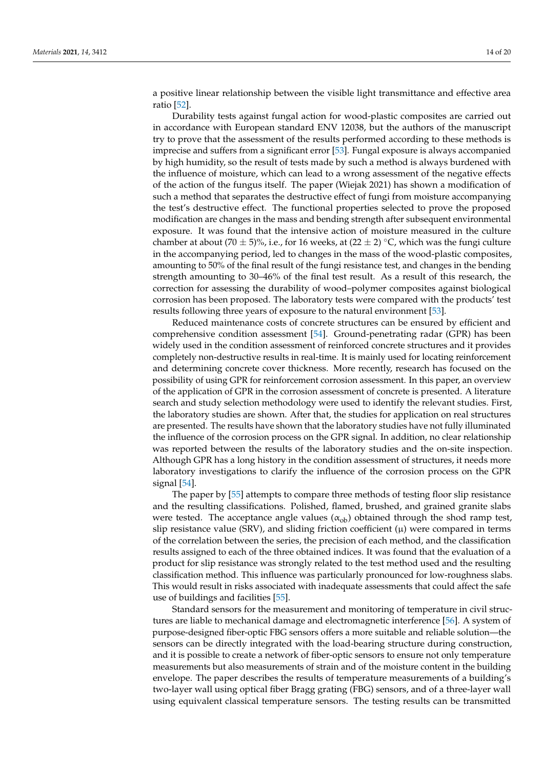a positive linear relationship between the visible light transmittance and effective area ratio [52].

Durability tests against fungal action for wood-plastic composites are carried out in accordance with European standard ENV 12038, but the authors of the manuscript try to prove that the assessment of the results performed according to these methods is imprecise and suffers from a significant error [53]. Fungal exposure is always accompanied by high humidity, so the result of tests made by such a method is always burdened with the influence of moisture, which can lead to a wrong assessment of the negative effects of the action of the fungus itself. The paper (Wiejak 2021) has shown a modification of such a method that separates the destructive effect of fungi from moisture accompanying the test's destructive effect. The functional properties selected to prove the proposed modification are changes in the mass and bending strength after subsequent environmental exposure. It was found that the intensive action of moisture measured in the culture chamber at about (70 $\pm$ 5)%, i.e., for 16 weeks, at (22 $\pm$ 2) °C, which was the fungi culture in the accompanying period, led to changes in the mass of the wood-plastic composites, amounting to 50% of the final result of the fungi resistance test, and changes in the bending strength amounting to 30–46% of the final test result. As a result of this research, the correction for assessing the durability of wood–polymer composites against biological corrosion has been proposed. The laboratory tests were compared with the products' test results following three years of exposure to the natural environment [53].

Reduced maintenance costs of concrete structures can be ensured by efficient and comprehensive condition assessment [54]. Ground-penetrating radar (GPR) has been widely used in the condition assessment of reinforced concrete structures and it provides completely non-destructive results in real-time. It is mainly used for locating reinforcement and determining concrete cover thickness. More recently, research has focused on the possibility of using GPR for reinforcement corrosion assessment. In this paper, an overview of the application of GPR in the corrosion assessment of concrete is presented. A literature search and study selection methodology were used to identify the relevant studies. First, the laboratory studies are shown. After that, the studies for application on real structures are presented. The results have shown that the laboratory studies have not fully illuminated the influence of the corrosion process on the GPR signal. In addition, no clear relationship was reported between the results of the laboratory studies and the on-site inspection. Although GPR has a long history in the condition assessment of structures, it needs more laboratory investigations to clarify the influence of the corrosion process on the GPR signal [54].

The paper by [55] attempts to compare three methods of testing floor slip resistance and the resulting classifications. Polished, flamed, brushed, and grained granite slabs were tested. The acceptance angle values ($\alpha_{ob}$) obtained through the shod ramp test, slip resistance value (SRV), and sliding friction coefficient ($\mu$) were compared in terms of the correlation between the series, the precision of each method, and the classification results assigned to each of the three obtained indices. It was found that the evaluation of a product for slip resistance was strongly related to the test method used and the resulting classification method. This influence was particularly pronounced for low-roughness slabs. This would result in risks associated with inadequate assessments that could affect the safe use of buildings and facilities [55].

Standard sensors for the measurement and monitoring of temperature in civil structures are liable to mechanical damage and electromagnetic interference [56]. A system of purpose-designed fiber-optic FBG sensors offers a more suitable and reliable solution—the sensors can be directly integrated with the load-bearing structure during construction, and it is possible to create a network of fiber-optic sensors to ensure not only temperature measurements but also measurements of strain and of the moisture content in the building envelope. The paper describes the results of temperature measurements of a building's two-layer wall using optical fiber Bragg grating (FBG) sensors, and of a three-layer wall using equivalent classical temperature sensors. The testing results can be transmitted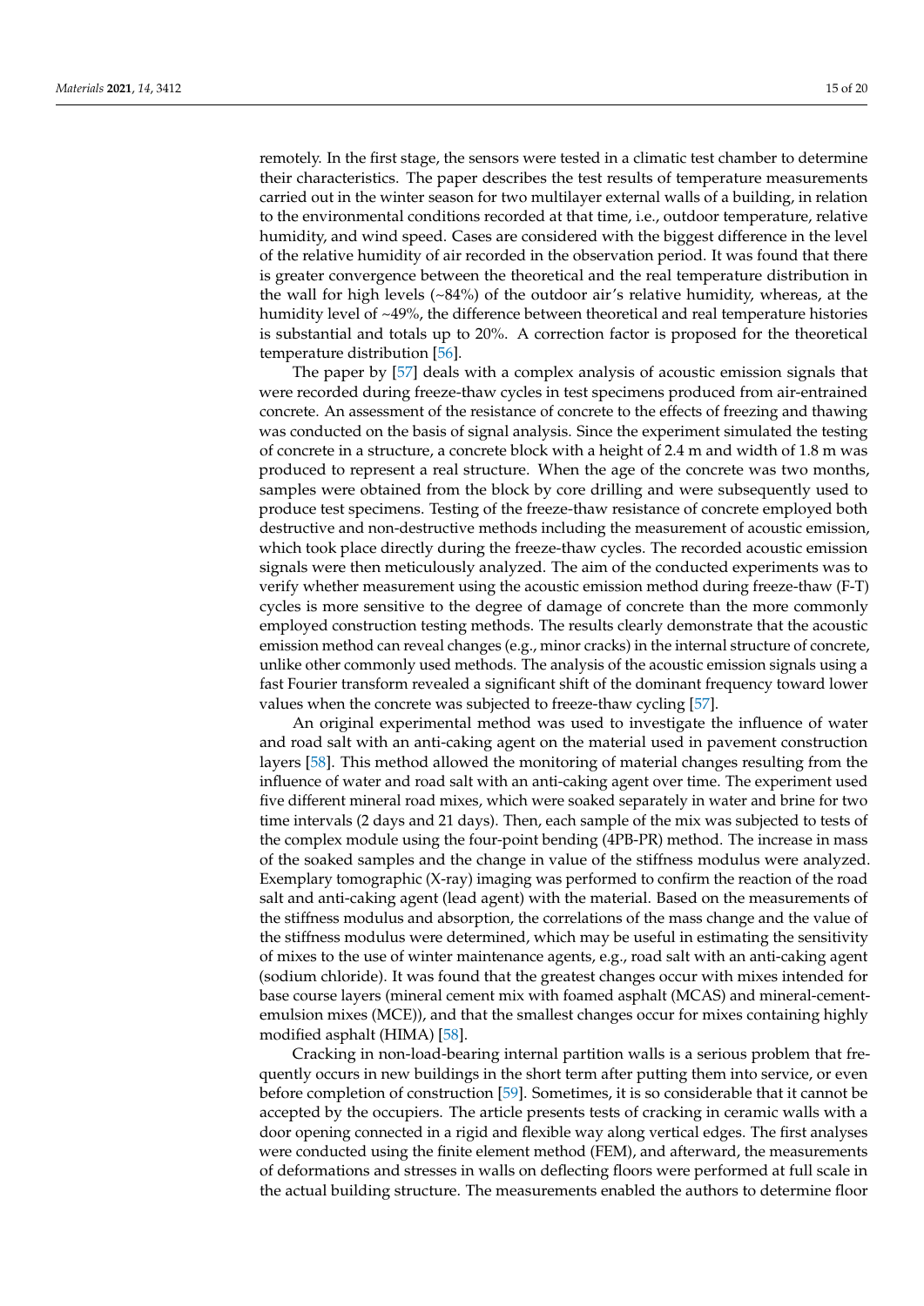remotely. In the first stage, the sensors were tested in a climatic test chamber to determine their characteristics. The paper describes the test results of temperature measurements carried out in the winter season for two multilayer external walls of a building, in relation to the environmental conditions recorded at that time, i.e., outdoor temperature, relative humidity, and wind speed. Cases are considered with the biggest difference in the level of the relative humidity of air recorded in the observation period. It was found that there is greater convergence between the theoretical and the real temperature distribution in the wall for high levels (~84%) of the outdoor air's relative humidity, whereas, at the humidity level of ~49%, the difference between theoretical and real temperature histories is substantial and totals up to 20%. A correction factor is proposed for the theoretical temperature distribution [56].

The paper by [57] deals with a complex analysis of acoustic emission signals that were recorded during freeze-thaw cycles in test specimens produced from air-entrained concrete. An assessment of the resistance of concrete to the effects of freezing and thawing was conducted on the basis of signal analysis. Since the experiment simulated the testing of concrete in a structure, a concrete block with a height of 2.4 m and width of 1.8 m was produced to represent a real structure. When the age of the concrete was two months, samples were obtained from the block by core drilling and were subsequently used to produce test specimens. Testing of the freeze-thaw resistance of concrete employed both destructive and non-destructive methods including the measurement of acoustic emission, which took place directly during the freeze-thaw cycles. The recorded acoustic emission signals were then meticulously analyzed. The aim of the conducted experiments was to verify whether measurement using the acoustic emission method during freeze-thaw (F-T) cycles is more sensitive to the degree of damage of concrete than the more commonly employed construction testing methods. The results clearly demonstrate that the acoustic emission method can reveal changes (e.g., minor cracks) in the internal structure of concrete, unlike other commonly used methods. The analysis of the acoustic emission signals using a fast Fourier transform revealed a significant shift of the dominant frequency toward lower values when the concrete was subjected to freeze-thaw cycling [57].

An original experimental method was used to investigate the influence of water and road salt with an anti-caking agent on the material used in pavement construction layers [58]. This method allowed the monitoring of material changes resulting from the influence of water and road salt with an anti-caking agent over time. The experiment used five different mineral road mixes, which were soaked separately in water and brine for two time intervals (2 days and 21 days). Then, each sample of the mix was subjected to tests of the complex module using the four-point bending (4PB-PR) method. The increase in mass of the soaked samples and the change in value of the stiffness modulus were analyzed. Exemplary tomographic (X-ray) imaging was performed to confirm the reaction of the road salt and anti-caking agent (lead agent) with the material. Based on the measurements of the stiffness modulus and absorption, the correlations of the mass change and the value of the stiffness modulus were determined, which may be useful in estimating the sensitivity of mixes to the use of winter maintenance agents, e.g., road salt with an anti-caking agent (sodium chloride). It was found that the greatest changes occur with mixes intended for base course layers (mineral cement mix with foamed asphalt (MCAS) and mineral-cement-emulsion mixes (MCE)), and that the smallest changes occur for mixes containing highly modified asphalt (HIMA) [58].

Cracking in non-load-bearing internal partition walls is a serious problem that frequently occurs in new buildings in the short term after putting them into service, or even before completion of construction [59]. Sometimes, it is so considerable that it cannot be accepted by the occupiers. The article presents tests of cracking in ceramic walls with a door opening connected in a rigid and flexible way along vertical edges. The first analyses were conducted using the finite element method (FEM), and afterward, the measurements of deformations and stresses in walls on deflecting floors were performed at full scale in the actual building structure. The measurements enabled the authors to determine floor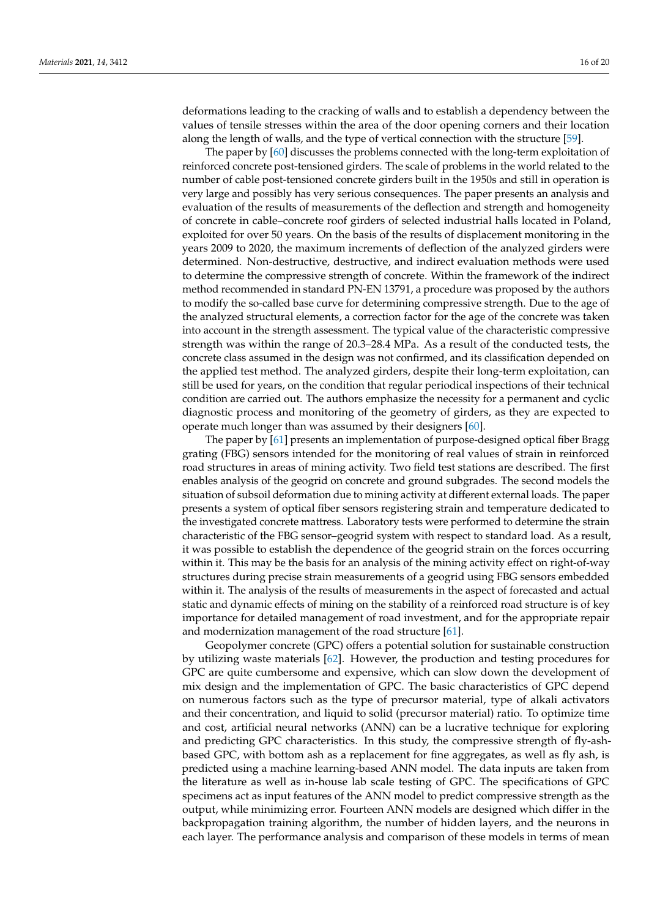deformations leading to the cracking of walls and to establish a dependency between the values of tensile stresses within the area of the door opening corners and their location along the length of walls, and the type of vertical connection with the structure [59].

The paper by [60] discusses the problems connected with the long-term exploitation of reinforced concrete post-tensioned girders. The scale of problems in the world related to the number of cable post-tensioned concrete girders built in the 1950s and still in operation is very large and possibly has very serious consequences. The paper presents an analysis and evaluation of the results of measurements of the deflection and strength and homogeneity of concrete in cable–concrete roof girders of selected industrial halls located in Poland, exploited for over 50 years. On the basis of the results of displacement monitoring in the years 2009 to 2020, the maximum increments of deflection of the analyzed girders were determined. Non-destructive, destructive, and indirect evaluation methods were used to determine the compressive strength of concrete. Within the framework of the indirect method recommended in standard PN-EN 13791, a procedure was proposed by the authors to modify the so-called base curve for determining compressive strength. Due to the age of the analyzed structural elements, a correction factor for the age of the concrete was taken into account in the strength assessment. The typical value of the characteristic compressive strength was within the range of 20.3–28.4 MPa. As a result of the conducted tests, the concrete class assumed in the design was not confirmed, and its classification depended on the applied test method. The analyzed girders, despite their long-term exploitation, can still be used for years, on the condition that regular periodical inspections of their technical condition are carried out. The authors emphasize the necessity for a permanent and cyclic diagnostic process and monitoring of the geometry of girders, as they are expected to operate much longer than was assumed by their designers [60].

The paper by [61] presents an implementation of purpose-designed optical fiber Bragg grating (FBG) sensors intended for the monitoring of real values of strain in reinforced road structures in areas of mining activity. Two field test stations are described. The first enables analysis of the geogrid on concrete and ground subgrades. The second models the situation of subsoil deformation due to mining activity at different external loads. The paper presents a system of optical fiber sensors registering strain and temperature dedicated to the investigated concrete mattress. Laboratory tests were performed to determine the strain characteristic of the FBG sensor–geogrid system with respect to standard load. As a result, it was possible to establish the dependence of the geogrid strain on the forces occurring within it. This may be the basis for an analysis of the mining activity effect on right-of-way structures during precise strain measurements of a geogrid using FBG sensors embedded within it. The analysis of the results of measurements in the aspect of forecasted and actual static and dynamic effects of mining on the stability of a reinforced road structure is of key importance for detailed management of road investment, and for the appropriate repair and modernization management of the road structure [61].

Geopolymer concrete (GPC) offers a potential solution for sustainable construction by utilizing waste materials [62]. However, the production and testing procedures for GPC are quite cumbersome and expensive, which can slow down the development of mix design and the implementation of GPC. The basic characteristics of GPC depend on numerous factors such as the type of precursor material, type of alkali activators and their concentration, and liquid to solid (precursor material) ratio. To optimize time and cost, artificial neural networks (ANN) can be a lucrative technique for exploring and predicting GPC characteristics. In this study, the compressive strength of fly-ash-based GPC, with bottom ash as a replacement for fine aggregates, as well as fly ash, is predicted using a machine learning-based ANN model. The data inputs are taken from the literature as well as in-house lab scale testing of GPC. The specifications of GPC specimens act as input features of the ANN model to predict compressive strength as the output, while minimizing error. Fourteen ANN models are designed which differ in the backpropagation training algorithm, the number of hidden layers, and the neurons in each layer. The performance analysis and comparison of these models in terms of mean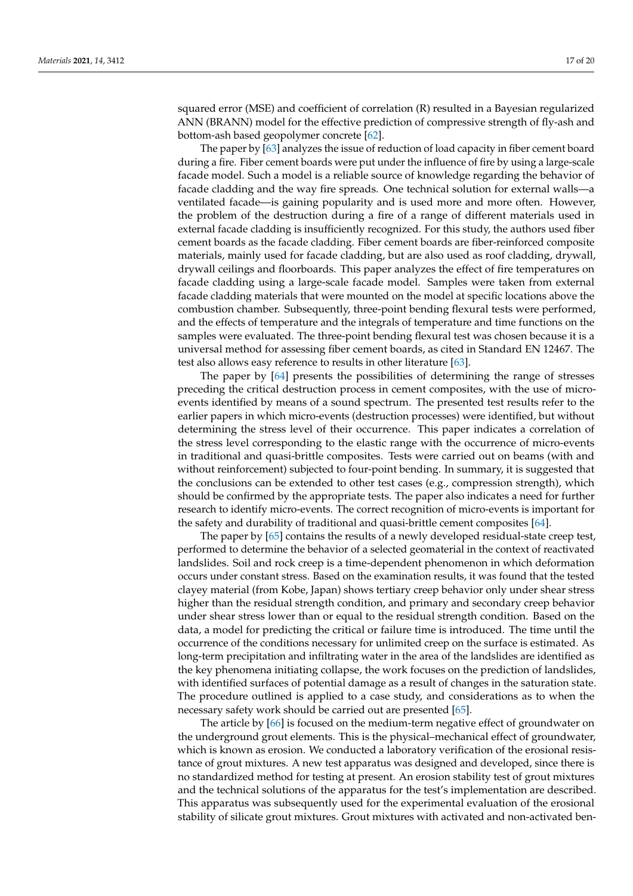squared error (MSE) and coefficient of correlation (R) resulted in a Bayesian regularized ANN (BRANN) model for the effective prediction of compressive strength of fly-ash and bottom-ash based geopolymer concrete [62].

The paper by [63] analyzes the issue of reduction of load capacity in fiber cement board during a fire. Fiber cement boards were put under the influence of fire by using a large-scale facade model. Such a model is a reliable source of knowledge regarding the behavior of facade cladding and the way fire spreads. One technical solution for external walls—a ventilated facade—is gaining popularity and is used more and more often. However, the problem of the destruction during a fire of a range of different materials used in external facade cladding is insufficiently recognized. For this study, the authors used fiber cement boards as the facade cladding. Fiber cement boards are fiber-reinforced composite materials, mainly used for facade cladding, but are also used as roof cladding, drywall, drywall ceilings and floorboards. This paper analyzes the effect of fire temperatures on facade cladding using a large-scale facade model. Samples were taken from external facade cladding materials that were mounted on the model at specific locations above the combustion chamber. Subsequently, three-point bending flexural tests were performed, and the effects of temperature and the integrals of temperature and time functions on the samples were evaluated. The three-point bending flexural test was chosen because it is a universal method for assessing fiber cement boards, as cited in Standard EN 12467. The test also allows easy reference to results in other literature [63].

The paper by [64] presents the possibilities of determining the range of stresses preceding the critical destruction process in cement composites, with the use of micro-events identified by means of a sound spectrum. The presented test results refer to the earlier papers in which micro-events (destruction processes) were identified, but without determining the stress level of their occurrence. This paper indicates a correlation of the stress level corresponding to the elastic range with the occurrence of micro-events in traditional and quasi-brittle composites. Tests were carried out on beams (with and without reinforcement) subjected to four-point bending. In summary, it is suggested that the conclusions can be extended to other test cases (e.g., compression strength), which should be confirmed by the appropriate tests. The paper also indicates a need for further research to identify micro-events. The correct recognition of micro-events is important for the safety and durability of traditional and quasi-brittle cement composites [64].

The paper by [65] contains the results of a newly developed residual-state creep test, performed to determine the behavior of a selected geomaterial in the context of reactivated landslides. Soil and rock creep is a time-dependent phenomenon in which deformation occurs under constant stress. Based on the examination results, it was found that the tested clayey material (from Kobe, Japan) shows tertiary creep behavior only under shear stress higher than the residual strength condition, and primary and secondary creep behavior under shear stress lower than or equal to the residual strength condition. Based on the data, a model for predicting the critical or failure time is introduced. The time until the occurrence of the conditions necessary for unlimited creep on the surface is estimated. As long-term precipitation and infiltrating water in the area of the landslides are identified as the key phenomena initiating collapse, the work focuses on the prediction of landslides, with identified surfaces of potential damage as a result of changes in the saturation state. The procedure outlined is applied to a case study, and considerations as to when the necessary safety work should be carried out are presented [65].

The article by [66] is focused on the medium-term negative effect of groundwater on the underground grout elements. This is the physical–mechanical effect of groundwater, which is known as erosion. We conducted a laboratory verification of the erosional resistance of grout mixtures. A new test apparatus was designed and developed, since there is no standardized method for testing at present. An erosion stability test of grout mixtures and the technical solutions of the apparatus for the test's implementation are described. This apparatus was subsequently used for the experimental evaluation of the erosional stability of silicate grout mixtures. Grout mixtures with activated and non-activated ben-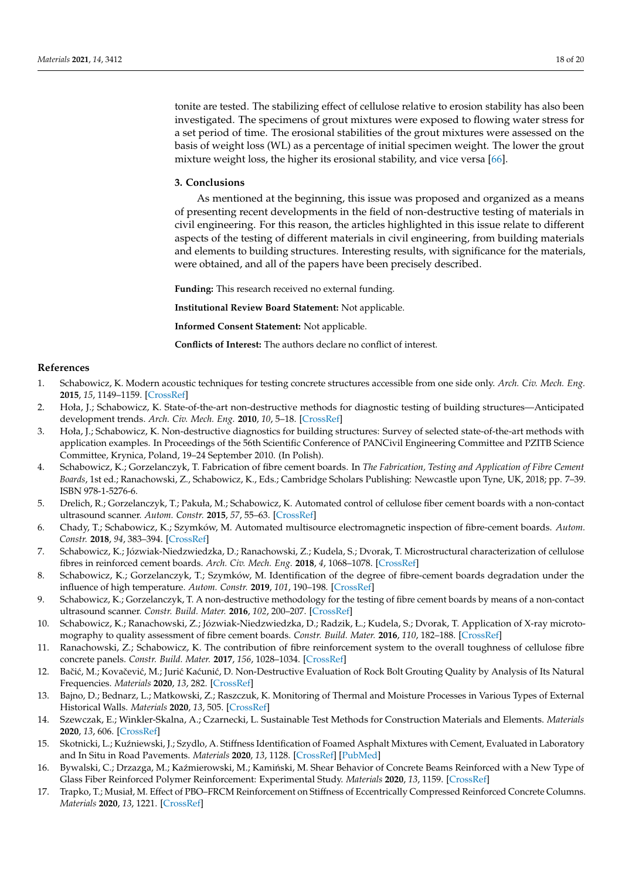tonite are tested. The stabilizing effect of cellulose relative to erosion stability has also been investigated. The specimens of grout mixtures were exposed to flowing water stress for a set period of time. The erosional stabilities of the grout mixtures were assessed on the basis of weight loss (WL) as a percentage of initial specimen weight. The lower the grout mixture weight loss, the higher its erosional stability, and vice versa [66].

## 3. Conclusions

As mentioned at the beginning, this issue was proposed and organized as a means of presenting recent developments in the field of non-destructive testing of materials in civil engineering. For this reason, the articles highlighted in this issue relate to different aspects of the testing of different materials in civil engineering, from building materials and elements to building structures. Interesting results, with significance for the materials, were obtained, and all of the papers have been precisely described.

**Funding:** This research received no external funding.

**Institutional Review Board Statement:** Not applicable.

**Informed Consent Statement:** Not applicable.

**Conflicts of Interest:** The authors declare no conflict of interest.

## References

1. Schabowicz, K. Modern acoustic techniques for testing concrete structures accessible from one side only. *Arch. Civ. Mech. Eng.* **2015**, *15*, 1149–1159. [CrossRef]
2. Hoła, J.; Schabowicz, K. State-of-the-art non-destructive methods for diagnostic testing of building structures—Anticipated development trends. *Arch. Civ. Mech. Eng.* **2010**, *10*, 5–18. [CrossRef]
3. Hoła, J.; Schabowicz, K. Non-destructive diagnostics for building structures: Survey of selected state-of-the-art methods with application examples. In Proceedings of the 56th Scientific Conference of PANCivil Engineering Committee and PZITB Science Committee, Krynica, Poland, 19–24 September 2010. (In Polish).
4. Schabowicz, K.; Gorzelanczyk, T. Fabrication of fibre cement boards. In *The Fabrication, Testing and Application of Fibre Cement Boards*, 1st ed.; Ranachowski, Z., Schabowicz, K., Eds.; Cambridge Scholars Publishing: Newcastle upon Tyne, UK, 2018; pp. 7–39. ISBN 978-1-5276-6.
5. Drelich, R.; Gorzelanczyk, T.; Pakuła, M.; Schabowicz, K. Automated control of cellulose fiber cement boards with a non-contact ultrasound scanner. *Autom. Constr.* **2015**, *57*, 55–63. [CrossRef]
6. Chady, T.; Schabowicz, K.; Szymków, M. Automated multisource electromagnetic inspection of fibre-cement boards. *Autom. Constr.* **2018**, *94*, 383–394. [CrossRef]
7. Schabowicz, K.; Józwiak-Niedzwiedzka, D.; Ranachowski, Z.; Kudela, S.; Dvorak, T. Microstructural characterization of cellulose fibres in reinforced cement boards. *Arch. Civ. Mech. Eng.* **2018**, *4*, 1068–1078. [CrossRef]
8. Schabowicz, K.; Gorzelanczyk, T.; Szymków, M. Identification of the degree of fibre-cement boards degradation under the influence of high temperature. *Autom. Constr.* **2019**, *101*, 190–198. [CrossRef]
9. Schabowicz, K.; Gorzelanczyk, T. A non-destructive methodology for the testing of fibre cement boards by means of a non-contact ultrasound scanner. *Constr. Build. Mater.* **2016**, *102*, 200–207. [CrossRef]
10. Schabowicz, K.; Ranachowski, Z.; Józwiak-Niedzwiedzka, D.; Radzik, Ł.; Kudela, S.; Dvorak, T. Application of X-ray microtomography to quality assessment of fibre cement boards. *Constr. Build. Mater.* **2016**, *110*, 182–188. [CrossRef]
11. Ranachowski, Z.; Schabowicz, K. The contribution of fibre reinforcement system to the overall toughness of cellulose fibre concrete panels. *Constr. Build. Mater.* **2017**, *156*, 1028–1034. [CrossRef]
12. Bačić, M.; Kovačević, M.; Jurić Kaćunić, D. Non-Destructive Evaluation of Rock Bolt Grouting Quality by Analysis of Its Natural Frequencies. *Materials* **2020**, *13*, 282. [CrossRef]
13. Bajno, D.; Bednarz, L.; Matkowski, Z.; Raszczuk, K. Monitoring of Thermal and Moisture Processes in Various Types of External Historical Walls. *Materials* **2020**, *13*, 505. [CrossRef]
14. Szewczak, E.; Winkler-Skalna, A.; Czarnecki, L. Sustainable Test Methods for Construction Materials and Elements. *Materials* **2020**, *13*, 606. [CrossRef]
15. Skotnicki, L.; Kuźniewski, J.; Szydlo, A. Stiffness Identification of Foamed Asphalt Mixtures with Cement, Evaluated in Laboratory and In Situ in Road Pavements. *Materials* **2020**, *13*, 1128. [CrossRef] [PubMed]
16. Bywalski, C.; Drzazga, M.; Kaźmierowski, M.; Kamiński, M. Shear Behavior of Concrete Beams Reinforced with a New Type of Glass Fiber Reinforced Polymer Reinforcement: Experimental Study. *Materials* **2020**, *13*, 1159. [CrossRef]
17. Trapko, T.; Musiał, M. Effect of PBO–FRCM Reinforcement on Stiffness of Eccentrically Compressed Reinforced Concrete Columns. *Materials* **2020**, *13*, 1221. [CrossRef]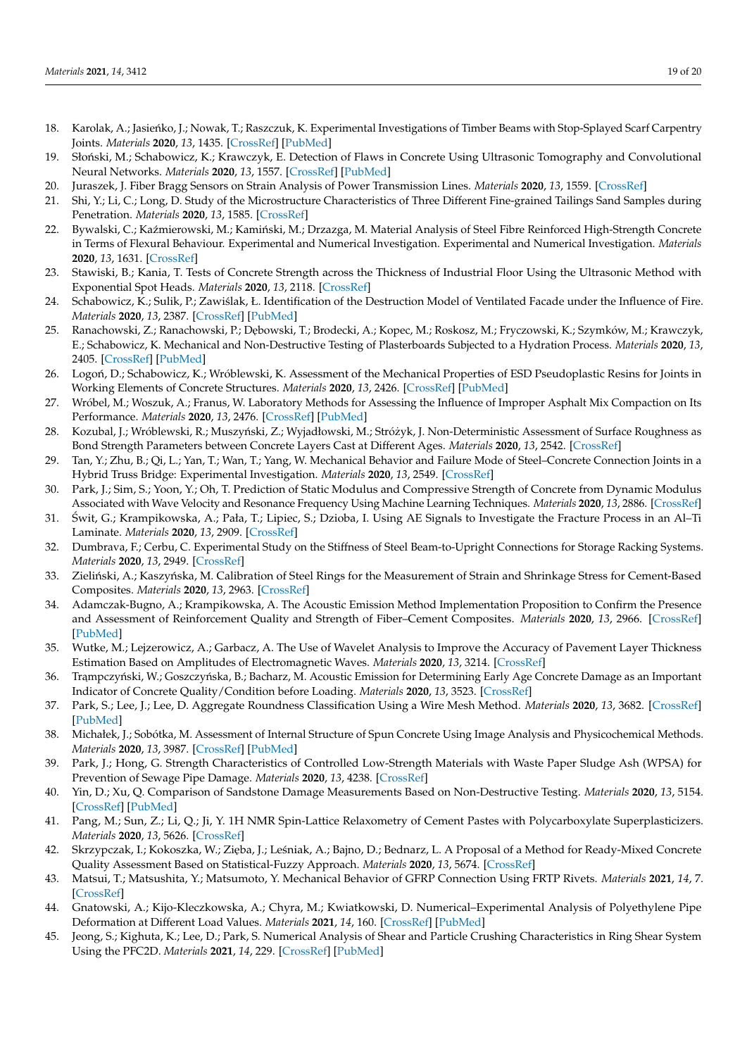18. Karolak, A.; Jasieńko, J.; Nowak, T.; Raszczuk, K. Experimental Investigations of Timber Beams with Stop-Splayed Scarf Carpentry Joints. *Materials* **2020**, *13*, 1435. [CrossRef] [PubMed]
19. Słoński, M.; Schabowicz, K.; Krawczyk, E. Detection of Flaws in Concrete Using Ultrasonic Tomography and Convolutional Neural Networks. *Materials* **2020**, *13*, 1557. [CrossRef] [PubMed]
20. Juraszek, J. Fiber Bragg Sensors on Strain Analysis of Power Transmission Lines. *Materials* **2020**, *13*, 1559. [CrossRef]
21. Shi, Y.; Li, C.; Long, D. Study of the Microstructure Characteristics of Three Different Fine-grained Tailings Sand Samples during Penetration. *Materials* **2020**, *13*, 1585. [CrossRef]
22. Bywalski, C.; Kaźmierowski, M.; Kamiński, M.; Drzazga, M. Material Analysis of Steel Fibre Reinforced High-Strength Concrete in Terms of Flexural Behaviour. Experimental and Numerical Investigation. Experimental and Numerical Investigation. *Materials* **2020**, *13*, 1631. [CrossRef]
23. Stawiski, B.; Kania, T. Tests of Concrete Strength across the Thickness of Industrial Floor Using the Ultrasonic Method with Exponential Spot Heads. *Materials* **2020**, *13*, 2118. [CrossRef]
24. Schabowicz, K.; Sulik, P.; Zawiślak, Ł. Identification of the Destruction Model of Ventilated Facade under the Influence of Fire. *Materials* **2020**, *13*, 2387. [CrossRef] [PubMed]
25. Ranachowski, Z.; Ranachowski, P.; Dębowski, T.; Brodecki, A.; Kopec, M.; Roskosz, M.; Fryczowski, K.; Szymków, M.; Krawczyk, E.; Schabowicz, K. Mechanical and Non-Destructive Testing of Plasterboards Subjected to a Hydration Process. *Materials* **2020**, *13*, 2405. [CrossRef] [PubMed]
26. Logoń, D.; Schabowicz, K.; Wróblewski, K. Assessment of the Mechanical Properties of ESD Pseudoplastic Resins for Joints in Working Elements of Concrete Structures. *Materials* **2020**, *13*, 2426. [CrossRef] [PubMed]
27. Wróbel, M.; Woszuk, A.; Franus, W. Laboratory Methods for Assessing the Influence of Improper Asphalt Mix Compaction on Its Performance. *Materials* **2020**, *13*, 2476. [CrossRef] [PubMed]
28. Kozubal, J.; Wróblewski, R.; Muszyński, Z.; Wyjadłowski, M.; Stróżyk, J. Non-Deterministic Assessment of Surface Roughness as Bond Strength Parameters between Concrete Layers Cast at Different Ages. *Materials* **2020**, *13*, 2542. [CrossRef]
29. Tan, Y.; Zhu, B.; Qi, L.; Yan, T.; Wan, T.; Yang, W. Mechanical Behavior and Failure Mode of Steel–Concrete Connection Joints in a Hybrid Truss Bridge: Experimental Investigation. *Materials* **2020**, *13*, 2549. [CrossRef]
30. Park, J.; Sim, S.; Yoon, Y.; Oh, T. Prediction of Static Modulus and Compressive Strength of Concrete from Dynamic Modulus Associated with Wave Velocity and Resonance Frequency Using Machine Learning Techniques. *Materials* **2020**, *13*, 2886. [CrossRef]
31. Świt, G.; Krampikowska, A.; Pała, T.; Lipiec, S.; Dzioba, I. Using AE Signals to Investigate the Fracture Process in an Al–Ti Laminate. *Materials* **2020**, *13*, 2909. [CrossRef]
32. Dumbrava, F.; Cerbu, C. Experimental Study on the Stiffness of Steel Beam-to-Upright Connections for Storage Racking Systems. *Materials* **2020**, *13*, 2949. [CrossRef]
33. Zieliński, A.; Kaszyńska, M. Calibration of Steel Rings for the Measurement of Strain and Shrinkage Stress for Cement-Based Composites. *Materials* **2020**, *13*, 2963. [CrossRef]
34. Adamczak-Bugno, A.; Krampikowska, A. The Acoustic Emission Method Implementation Proposition to Confirm the Presence and Assessment of Reinforcement Quality and Strength of Fiber–Cement Composites. *Materials* **2020**, *13*, 2966. [CrossRef] [PubMed]
35. Wutke, M.; Lejzerowicz, A.; Garbacz, A. The Use of Wavelet Analysis to Improve the Accuracy of Pavement Layer Thickness Estimation Based on Amplitudes of Electromagnetic Waves. *Materials* **2020**, *13*, 3214. [CrossRef]
36. Trąmpczyński, W.; Goszczyńska, B.; Bacharz, M. Acoustic Emission for Determining Early Age Concrete Damage as an Important Indicator of Concrete Quality/Condition before Loading. *Materials* **2020**, *13*, 3523. [CrossRef]
37. Park, S.; Lee, J.; Lee, D. Aggregate Roundness Classification Using a Wire Mesh Method. *Materials* **2020**, *13*, 3682. [CrossRef] [PubMed]
38. Michałek, J.; Sobótka, M. Assessment of Internal Structure of Spun Concrete Using Image Analysis and Physicochemical Methods. *Materials* **2020**, *13*, 3987. [CrossRef] [PubMed]
39. Park, J.; Hong, G. Strength Characteristics of Controlled Low-Strength Materials with Waste Paper Sludge Ash (WPSA) for Prevention of Sewage Pipe Damage. *Materials* **2020**, *13*, 4238. [CrossRef]
40. Yin, D.; Xu, Q. Comparison of Sandstone Damage Measurements Based on Non-Destructive Testing. *Materials* **2020**, *13*, 5154. [CrossRef] [PubMed]
41. Pang, M.; Sun, Z.; Li, Q.; Ji, Y. 1H NMR Spin-Lattice Relaxometry of Cement Pastes with Polycarboxylate Superplasticizers. *Materials* **2020**, *13*, 5626. [CrossRef]
42. Skrzypczak, I.; Kokoszka, W.; Zięba, J.; Leśniak, A.; Bajno, D.; Bednarz, L. A Proposal of a Method for Ready-Mixed Concrete Quality Assessment Based on Statistical-Fuzzy Approach. *Materials* **2020**, *13*, 5674. [CrossRef]
43. Matsui, T.; Matsushita, Y.; Matsumoto, Y. Mechanical Behavior of GFRP Connection Using FRTP Rivets. *Materials* **2021**, *14*, 7. [CrossRef]
44. Gnatowski, A.; Kijo-Kleczkowska, A.; Chyra, M.; Kwiatkowski, D. Numerical–Experimental Analysis of Polyethylene Pipe Deformation at Different Load Values. *Materials* **2021**, *14*, 160. [CrossRef] [PubMed]
45. Jeong, S.; Kighuta, K.; Lee, D.; Park, S. Numerical Analysis of Shear and Particle Crushing Characteristics in Ring Shear System Using the PFC2D. *Materials* **2021**, *14*, 229. [CrossRef] [PubMed]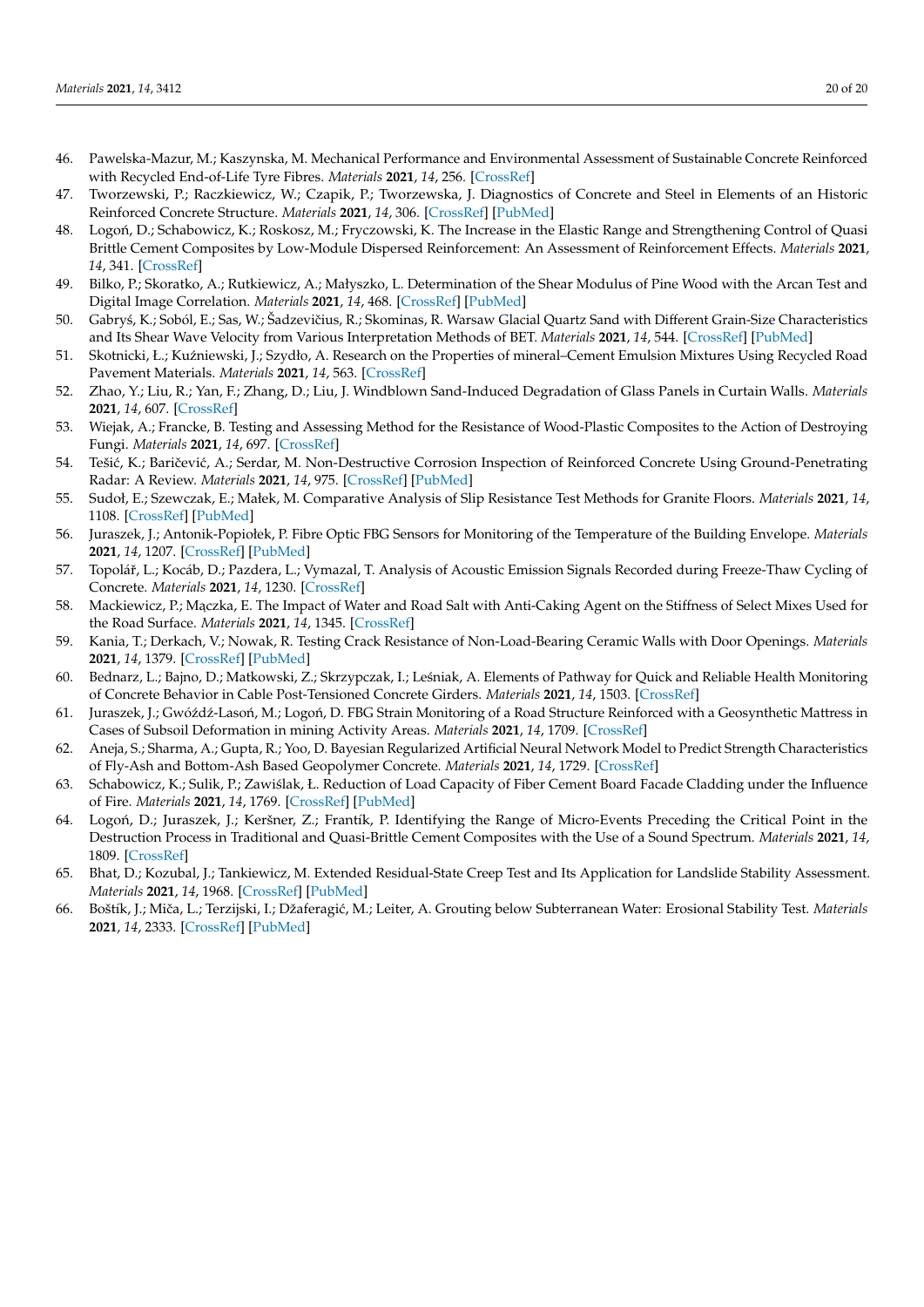46. Pawelska-Mazur, M.; Kaszynska, M. Mechanical Performance and Environmental Assessment of Sustainable Concrete Reinforced with Recycled End-of-Life Tyre Fibres. *Materials* **2021**, *14*, 256. [CrossRef]
47. Tworzewski, P.; Raczkiewicz, W.; Czapik, P.; Tworzewska, J. Diagnostics of Concrete and Steel in Elements of an Historic Reinforced Concrete Structure. *Materials* **2021**, *14*, 306. [CrossRef] [PubMed]
48. Logoń, D.; Schabowicz, K.; Roskosz, M.; Fryczowski, K. The Increase in the Elastic Range and Strengthening Control of Quasi Brittle Cement Composites by Low-Module Dispersed Reinforcement: An Assessment of Reinforcement Effects. *Materials* **2021**, *14*, 341. [CrossRef]
49. Bilko, P.; Skoratko, A.; Rutkiewicz, A.; Małyszko, L. Determination of the Shear Modulus of Pine Wood with the Arcan Test and Digital Image Correlation. *Materials* **2021**, *14*, 468. [CrossRef] [PubMed]
50. Gabryś, K.; Soból, E.; Sas, W.; Šadzevičius, R.; Skominas, R. Warsaw Glacial Quartz Sand with Different Grain-Size Characteristics and Its Shear Wave Velocity from Various Interpretation Methods of BET. *Materials* **2021**, *14*, 544. [CrossRef] [PubMed]
51. Skotnicki, Ł.; Kuźniewski, J.; Szydło, A. Research on the Properties of mineral–Cement Emulsion Mixtures Using Recycled Road Pavement Materials. *Materials* **2021**, *14*, 563. [CrossRef]
52. Zhao, Y.; Liu, R.; Yan, F.; Zhang, D.; Liu, J. Windblown Sand-Induced Degradation of Glass Panels in Curtain Walls. *Materials* **2021**, *14*, 607. [CrossRef]
53. Wiejak, A.; Francke, B. Testing and Assessing Method for the Resistance of Wood-Plastic Composites to the Action of Destroying Fungi. *Materials* **2021**, *14*, 697. [CrossRef]
54. Tešić, K.; Baričević, A.; Serdar, M. Non-Destructive Corrosion Inspection of Reinforced Concrete Using Ground-Penetrating Radar: A Review. *Materials* **2021**, *14*, 975. [CrossRef] [PubMed]
55. Sudoł, E.; Szewczak, E.; Małek, M. Comparative Analysis of Slip Resistance Test Methods for Granite Floors. *Materials* **2021**, *14*, 1108. [CrossRef] [PubMed]
56. Juraszek, J.; Antonik-Popiołek, P. Fibre Optic FBG Sensors for Monitoring of the Temperature of the Building Envelope. *Materials* **2021**, *14*, 1207. [CrossRef] [PubMed]
57. Topolář, L.; Kocáb, D.; Pazdera, L.; Vymazal, T. Analysis of Acoustic Emission Signals Recorded during Freeze-Thaw Cycling of Concrete. *Materials* **2021**, *14*, 1230. [CrossRef]
58. Mackiewicz, P.; Mączka, E. The Impact of Water and Road Salt with Anti-Caking Agent on the Stiffness of Select Mixes Used for the Road Surface. *Materials* **2021**, *14*, 1345. [CrossRef]
59. Kania, T.; Derkach, V.; Nowak, R. Testing Crack Resistance of Non-Load-Bearing Ceramic Walls with Door Openings. *Materials* **2021**, *14*, 1379. [CrossRef] [PubMed]
60. Bednarz, L.; Bajno, D.; Matkowski, Z.; Skrzypczak, I.; Leśniak, A. Elements of Pathway for Quick and Reliable Health Monitoring of Concrete Behavior in Cable Post-Tensioned Concrete Girders. *Materials* **2021**, *14*, 1503. [CrossRef]
61. Juraszek, J.; Gwóźdź-Lasoń, M.; Logoń, D. FBG Strain Monitoring of a Road Structure Reinforced with a Geosynthetic Mattress in Cases of Subsoil Deformation in mining Activity Areas. *Materials* **2021**, *14*, 1709. [CrossRef]
62. Aneja, S.; Sharma, A.; Gupta, R.; Yoo, D. Bayesian Regularized Artificial Neural Network Model to Predict Strength Characteristics of Fly-Ash and Bottom-Ash Based Geopolymer Concrete. *Materials* **2021**, *14*, 1729. [CrossRef]
63. Schabowicz, K.; Sulik, P.; Zawiślak, Ł. Reduction of Load Capacity of Fiber Cement Board Facade Cladding under the Influence of Fire. *Materials* **2021**, *14*, 1769. [CrossRef] [PubMed]
64. Logoń, D.; Juraszek, J.; Keršner, Z.; Frantík, P. Identifying the Range of Micro-Events Preceding the Critical Point in the Destruction Process in Traditional and Quasi-Brittle Cement Composites with the Use of a Sound Spectrum. *Materials* **2021**, *14*, 1809. [CrossRef]
65. Bhat, D.; Kozubal, J.; Tankiewicz, M. Extended Residual-State Creep Test and Its Application for Landslide Stability Assessment. *Materials* **2021**, *14*, 1968. [CrossRef] [PubMed]
66. Boštík, J.; Miča, L.; Terzijski, I.; Džaferagić, M.; Leiter, A. Grouting below Subterranean Water: Erosional Stability Test. *Materials* **2021**, *14*, 2333. [CrossRef] [PubMed]